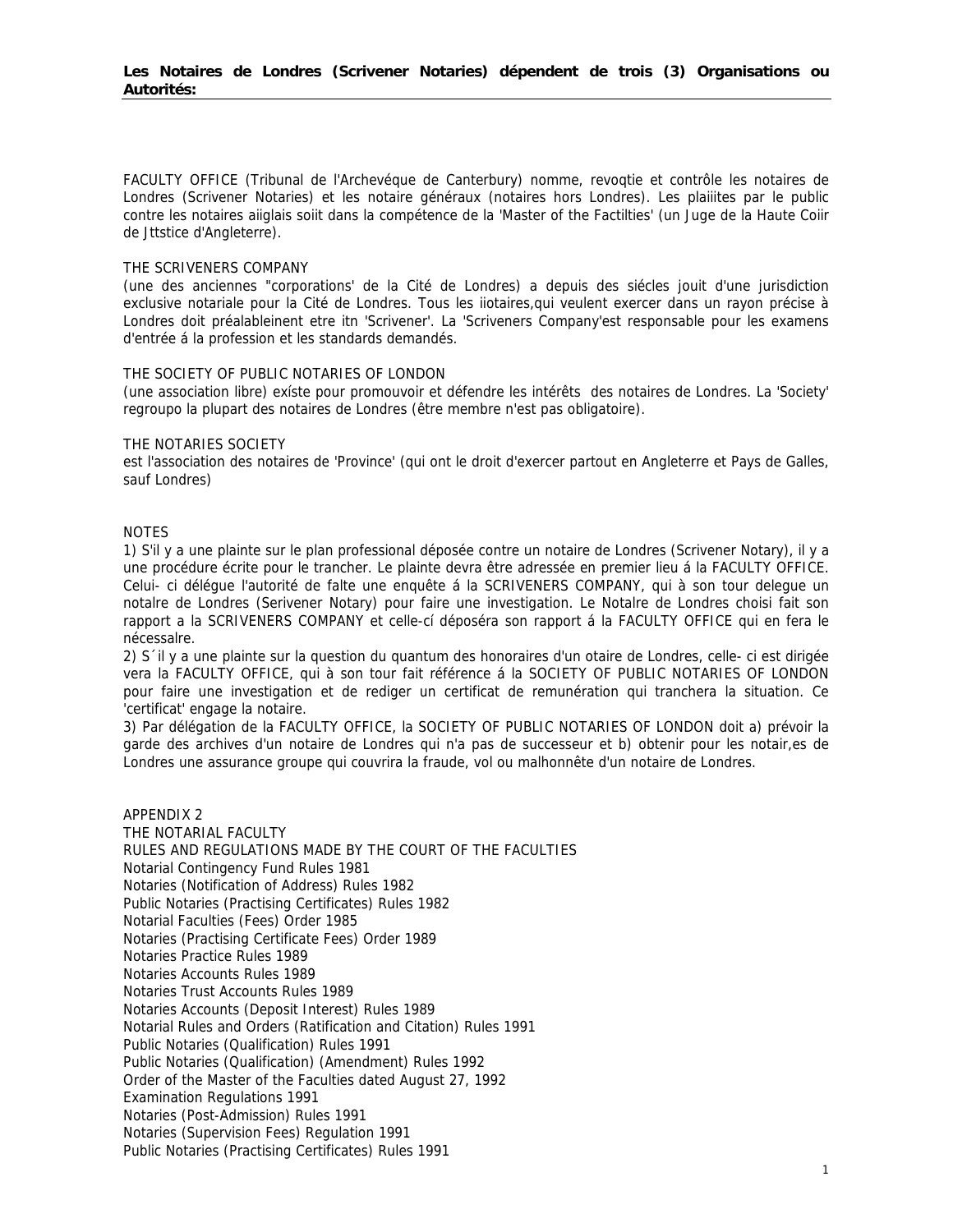**Les Notaires de Londres (Scrivener Notaries) dépendent de trois (3) Organisations ou Autorités:**

FACULTY OFFICE (Tribunal de l'Archevéque de Canterbury) nomme, revoqtie et contrôle les notaires de Londres (Scrivener Notaries) et les notaire généraux (notaires hors Londres). Les plaiiites par le public contre les notaires aiiglais soiit dans la compétence de la 'Master of the Factilties' (un Juge de la Haute Coiir de Jttstice d'Angleterre).

THE SCRIVENERS COMPANY
(une des anciennes "corporations' de la Cité de Londres) a depuis des siécles jouit d'une jurisdiction exclusive notariale pour la Cité de Londres. Tous les iiotaires,qui veulent exercer dans un rayon précise à Londres doit préalableinent etre itn 'Scrivener'. La 'Scriveners Company'est responsable pour les examens d'entrée á la profession et les standards demandés.

THE SOCIETY OF PUBLIC NOTARIES OF LONDON
(une association libre) exíste pour promouvoir et défendre les intérêts des notaires de Londres. La 'Society' regroupo la plupart des notaires de Londres (être membre n'est pas obligatoire).

THE NOTARIES SOCIETY
est l'association des notaires de 'Province' (qui ont le droit d'exercer partout en Angleterre et Pays de Galles, sauf Londres)

NOTES
1) S'il y a une plainte sur le plan professional déposée contre un notaire de Londres (Scrivener Notary), il y a une procédure écrite pour le trancher. Le plainte devra être adressée en premier lieu á la FACULTY OFFICE. Celui- ci délégue l'autorité de falte une enquête á la SCRIVENERS COMPANY, qui à son tour delegue un notalre de Londres (Serivener Notary) pour faire une investigation. Le Notalre de Londres choisi fait son rapport a la SCRIVENERS COMPANY et celle-cí déposéra son rapport á la FACULTY OFFICE qui en fera le nécessalre.
2) S´il y a une plainte sur la question du quantum des honoraires d'un otaire de Londres, celle- ci est dirigée vera la FACULTY OFFICE, qui à son tour fait référence á la SOCIETY OF PUBLIC NOTARIES OF LONDON pour faire une investigation et de rediger un certificat de remunération qui tranchera la situation. Ce 'certificat' engage la notaire.
3) Par délégation de la FACULTY OFFICE, la SOCIETY OF PUBLIC NOTARIES OF LONDON doit a) prévoir la garde des archives d'un notaire de Londres qui n'a pas de successeur et b) obtenir pour les notair,es de Londres une assurance groupe qui couvrira la fraude, vol ou malhonnête d'un notaire de Londres.

APPENDIX 2
THE NOTARIAL FACULTY
RULES AND REGULATIONS MADE BY THE COURT OF THE FACULTIES
Notarial Contingency Fund Rules 1981
Notaries (Notification of Address) Rules 1982
Public Notaries (Practising Certificates) Rules 1982
Notarial Faculties (Fees) Order 1985
Notaries (Practising Certificate Fees) Order 1989
Notaries Practice Rules 1989
Notaries Accounts Rules 1989
Notaries Trust Accounts Rules 1989
Notaries Accounts (Deposit Interest) Rules 1989
Notarial Rules and Orders (Ratification and Citation) Rules 1991
Public Notaries (Qualification) Rules 1991
Public Notaries (Qualification) (Amendment) Rules 1992
Order of the Master of the Faculties dated August 27, 1992
Examination Regulations 1991
Notaries (Post-Admission) Rules 1991
Notaries (Supervision Fees) Regulation 1991
Public Notaries (Practising Certificates) Rules 1991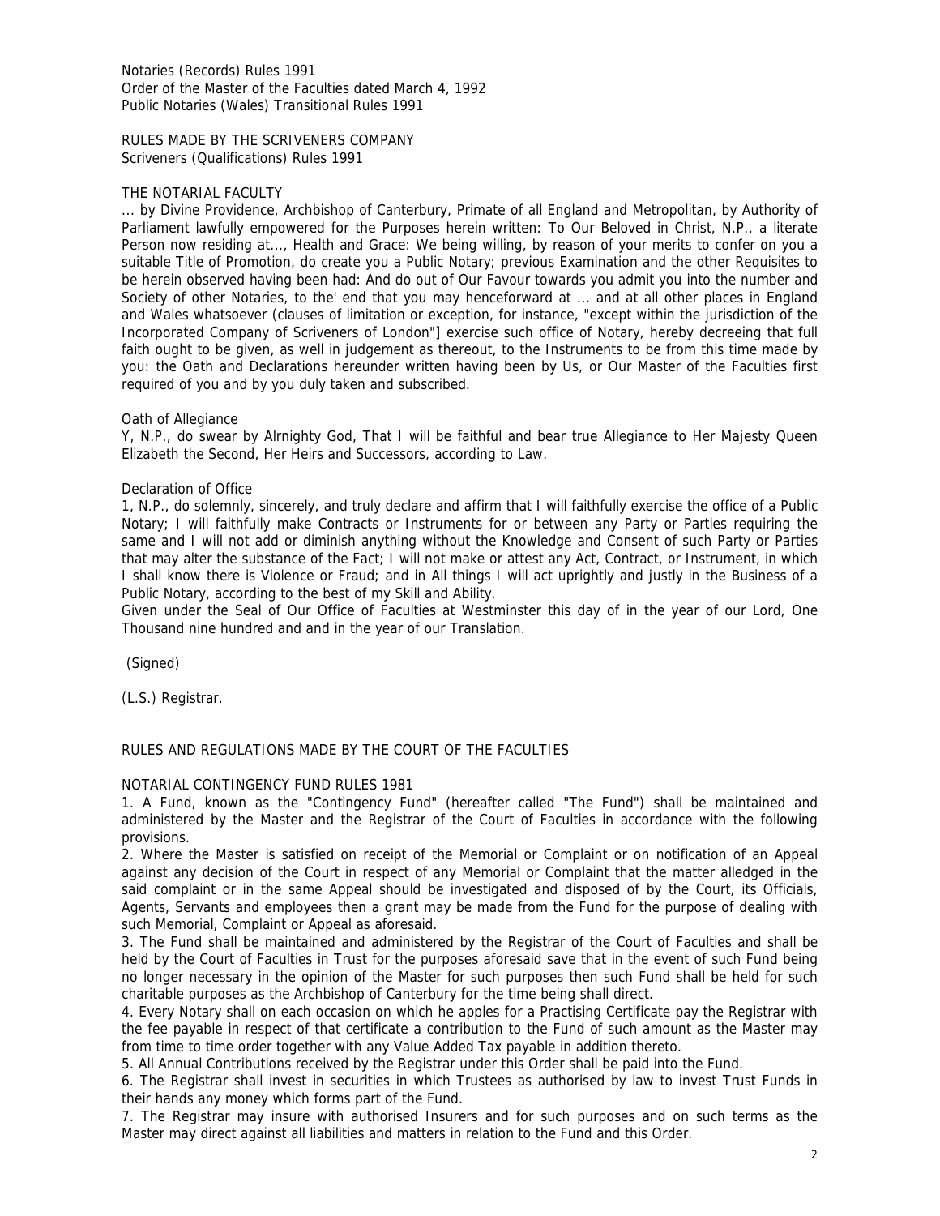Notaries (Records) Rules 1991
Order of the Master of the Faculties dated March 4, 1992
Public Notaries (Wales) Transitional Rules 1991

RULES MADE BY THE SCRIVENERS COMPANY
Scriveners (Qualifications) Rules 1991

## THE NOTARIAL FACULTY

... by Divine Providence, Archbishop of Canterbury, Primate of all England and Metropolitan, by Authority of Parliament lawfully empowered for the Purposes herein written: To Our Beloved in Christ, N.P., a literate Person now residing at..., Health and Grace: We being willing, by reason of your merits to confer on you a suitable Title of Promotion, do create you a Public Notary; previous Examination and the other Requisites to be herein observed having been had: And do out of Our Favour towards you admit you into the number and Society of other Notaries, to the' end that you may henceforward at ... and at all other places in England and Wales whatsoever (clauses of limitation or exception, for instance, "except within the jurisdiction of the Incorporated Company of Scriveners of London"] exercise such office of Notary, hereby decreeing that full faith ought to be given, as well in judgement as thereout, to the Instruments to be from this time made by you: the Oath and Declarations hereunder written having been by Us, or Our Master of the Faculties first required of you and by you duly taken and subscribed.

### Oath of Allegiance

Y, N.P., do swear by Alrnighty God, That I will be faithful and bear true Allegiance to Her Majesty Queen Elizabeth the Second, Her Heirs and Successors, according to Law.

### Declaration of Office

1, N.P., do solemnly, sincerely, and truly declare and affirm that I will faithfully exercise the office of a Public Notary; I will faithfully make Contracts or Instruments for or between any Party or Parties requiring the same and I will not add or diminish anything without the Knowledge and Consent of such Party or Parties that may alter the substance of the Fact; I will not make or attest any Act, Contract, or Instrument, in which I shall know there is Violence or Fraud; and in All things I will act uprightly and justly in the Business of a Public Notary, according to the best of my Skill and Ability.
Given under the Seal of Our Office of Faculties at Westminster this day of in the year of our Lord, One Thousand nine hundred and and in the year of our Translation.

(Signed)

(L.S.) Registrar.

## RULES AND REGULATIONS MADE BY THE COURT OF THE FACULTIES

### NOTARIAL CONTINGENCY FUND RULES 1981

1. A Fund, known as the "Contingency Fund" (hereafter called "The Fund") shall be maintained and administered by the Master and the Registrar of the Court of Faculties in accordance with the following provisions.
2. Where the Master is satisfied on receipt of the Memorial or Complaint or on notification of an Appeal against any decision of the Court in respect of any Memorial or Complaint that the matter alledged in the said complaint or in the same Appeal should be investigated and disposed of by the Court, its Officials, Agents, Servants and employees then a grant may be made from the Fund for the purpose of dealing with such Memorial, Complaint or Appeal as aforesaid.
3. The Fund shall be maintained and administered by the Registrar of the Court of Faculties and shall be held by the Court of Faculties in Trust for the purposes aforesaid save that in the event of such Fund being no longer necessary in the opinion of the Master for such purposes then such Fund shall be held for such charitable purposes as the Archbishop of Canterbury for the time being shall direct.
4. Every Notary shall on each occasion on which he apples for a Practising Certificate pay the Registrar with the fee payable in respect of that certificate a contribution to the Fund of such amount as the Master may from time to time order together with any Value Added Tax payable in addition thereto.
5. All Annual Contributions received by the Registrar under this Order shall be paid into the Fund.
6. The Registrar shall invest in securities in which Trustees as authorised by law to invest Trust Funds in their hands any money which forms part of the Fund.
7. The Registrar may insure with authorised Insurers and for such purposes and on such terms as the Master may direct against all liabilities and matters in relation to the Fund and this Order.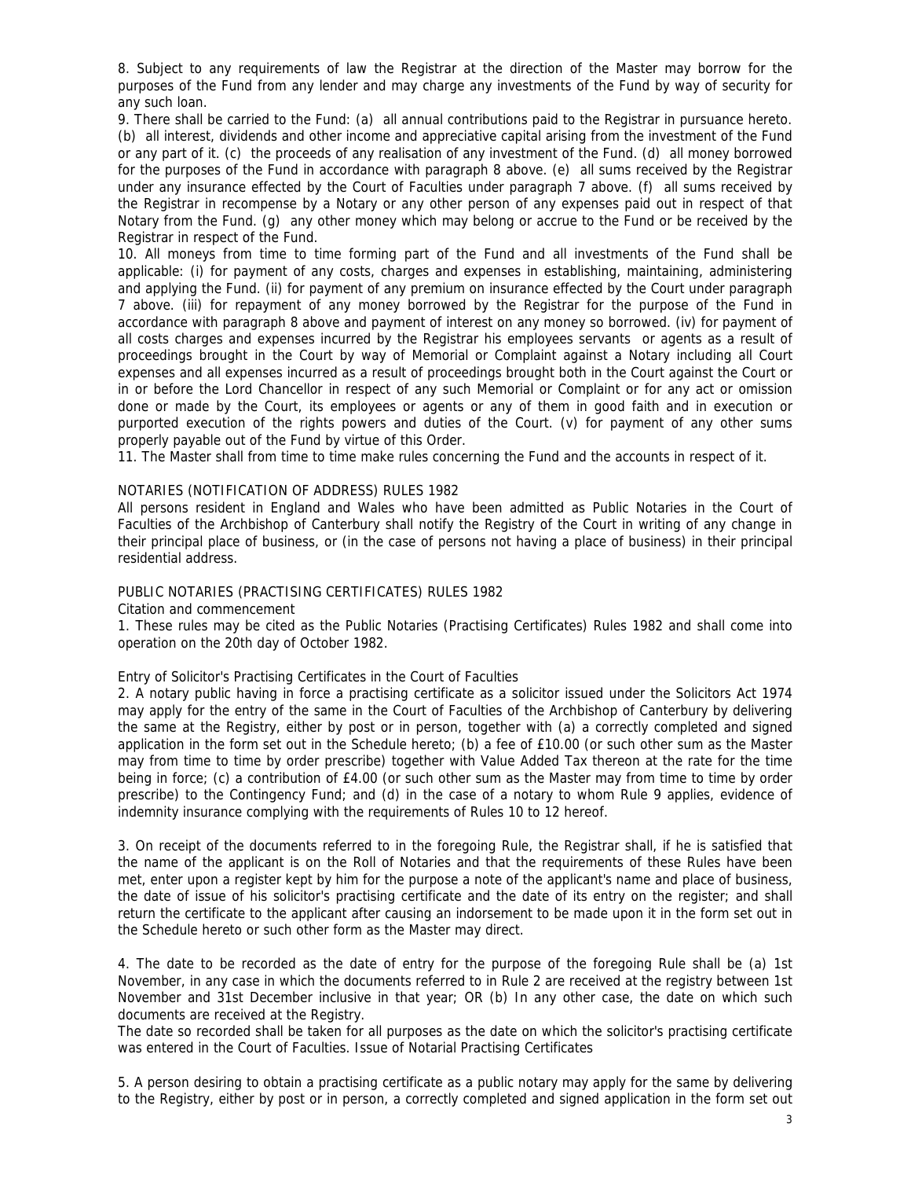8. Subject to any requirements of law the Registrar at the direction of the Master may borrow for the purposes of the Fund from any lender and may charge any investments of the Fund by way of security for any such loan.

9. There shall be carried to the Fund: (a) all annual contributions paid to the Registrar in pursuance hereto. (b) all interest, dividends and other income and appreciative capital arising from the investment of the Fund or any part of it. (c) the proceeds of any realisation of any investment of the Fund. (d) all money borrowed for the purposes of the Fund in accordance with paragraph 8 above. (e) all sums received by the Registrar under any insurance effected by the Court of Faculties under paragraph 7 above. (f) all sums received by the Registrar in recompense by a Notary or any other person of any expenses paid out in respect of that Notary from the Fund. (g) any other money which may belong or accrue to the Fund or be received by the Registrar in respect of the Fund.

10. All moneys from time to time forming part of the Fund and all investments of the Fund shall be applicable: (i) for payment of any costs, charges and expenses in establishing, maintaining, administering and applying the Fund. (ii) for payment of any premium on insurance effected by the Court under paragraph 7 above. (iii) for repayment of any money borrowed by the Registrar for the purpose of the Fund in accordance with paragraph 8 above and payment of interest on any money so borrowed. (iv) for payment of all costs charges and expenses incurred by the Registrar his employees servants or agents as a result of proceedings brought in the Court by way of Memorial or Complaint against a Notary including all Court expenses and all expenses incurred as a result of proceedings brought both in the Court against the Court or in or before the Lord Chancellor in respect of any such Memorial or Complaint or for any act or omission done or made by the Court, its employees or agents or any of them in good faith and in execution or purported execution of the rights powers and duties of the Court. (v) for payment of any other sums properly payable out of the Fund by virtue of this Order.

11. The Master shall from time to time make rules concerning the Fund and the accounts in respect of it.

## NOTARIES (NOTIFICATION OF ADDRESS) RULES 1982

All persons resident in England and Wales who have been admitted as Public Notaries in the Court of Faculties of the Archbishop of Canterbury shall notify the Registry of the Court in writing of any change in their principal place of business, or (in the case of persons not having a place of business) in their principal residential address.

## PUBLIC NOTARIES (PRACTISING CERTIFICATES) RULES 1982

### Citation and commencement

1. These rules may be cited as the Public Notaries (Practising Certificates) Rules 1982 and shall come into operation on the 20th day of October 1982.

### Entry of Solicitor's Practising Certificates in the Court of Faculties

2. A notary public having in force a practising certificate as a solicitor issued under the Solicitors Act 1974 may apply for the entry of the same in the Court of Faculties of the Archbishop of Canterbury by delivering the same at the Registry, either by post or in person, together with (a) a correctly completed and signed application in the form set out in the Schedule hereto; (b) a fee of £10.00 (or such other sum as the Master may from time to time by order prescribe) together with Value Added Tax thereon at the rate for the time being in force; (c) a contribution of £4.00 (or such other sum as the Master may from time to time by order prescribe) to the Contingency Fund; and (d) in the case of a notary to whom Rule 9 applies, evidence of indemnity insurance complying with the requirements of Rules 10 to 12 hereof.

3. On receipt of the documents referred to in the foregoing Rule, the Registrar shall, if he is satisfied that the name of the applicant is on the Roll of Notaries and that the requirements of these Rules have been met, enter upon a register kept by him for the purpose a note of the applicant's name and place of business, the date of issue of his solicitor's practising certificate and the date of its entry on the register; and shall return the certificate to the applicant after causing an indorsement to be made upon it in the form set out in the Schedule hereto or such other form as the Master may direct.

4. The date to be recorded as the date of entry for the purpose of the foregoing Rule shall be (a) 1st November, in any case in which the documents referred to in Rule 2 are received at the registry between 1st November and 31st December inclusive in that year; OR (b) In any other case, the date on which such documents are received at the Registry.

The date so recorded shall be taken for all purposes as the date on which the solicitor's practising certificate was entered in the Court of Faculties. Issue of Notarial Practising Certificates

5. A person desiring to obtain a practising certificate as a public notary may apply for the same by delivering to the Registry, either by post or in person, a correctly completed and signed application in the form set out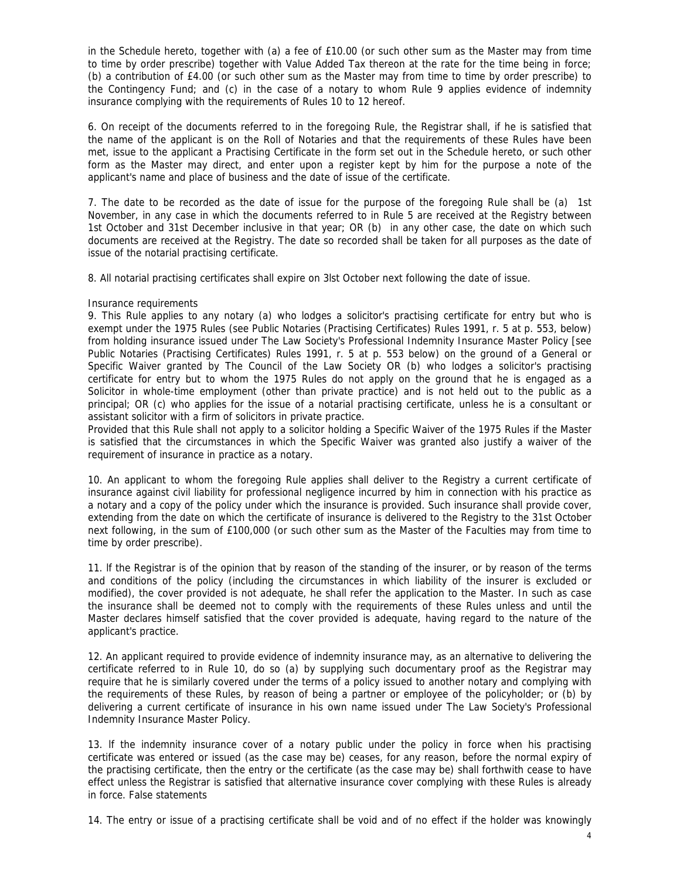in the Schedule hereto, together with (a) a fee of £10.00 (or such other sum as the Master may from time to time by order prescribe) together with Value Added Tax thereon at the rate for the time being in force; (b) a contribution of £4.00 (or such other sum as the Master may from time to time by order prescribe) to the Contingency Fund; and (c) in the case of a notary to whom Rule 9 applies evidence of indemnity insurance complying with the requirements of Rules 10 to 12 hereof.

6. On receipt of the documents referred to in the foregoing Rule, the Registrar shall, if he is satisfied that the name of the applicant is on the Roll of Notaries and that the requirements of these Rules have been met, issue to the applicant a Practising Certificate in the form set out in the Schedule hereto, or such other form as the Master may direct, and enter upon a register kept by him for the purpose a note of the applicant's name and place of business and the date of issue of the certificate.

7. The date to be recorded as the date of issue for the purpose of the foregoing Rule shall be (a) 1st November, in any case in which the documents referred to in Rule 5 are received at the Registry between 1st October and 31st December inclusive in that year; OR (b) in any other case, the date on which such documents are received at the Registry. The date so recorded shall be taken for all purposes as the date of issue of the notarial practising certificate.

8. All notarial practising certificates shall expire on 3lst October next following the date of issue.

Insurance requirements

9. This Rule applies to any notary (a) who lodges a solicitor's practising certificate for entry but who is exempt under the 1975 Rules (see Public Notaries (Practising Certificates) Rules 1991, r. 5 at p. 553, below) from holding insurance issued under The Law Society's Professional Indemnity Insurance Master Policy [see Public Notaries (Practising Certificates) Rules 1991, r. 5 at p. 553 below) on the ground of a General or Specific Waiver granted by The Council of the Law Society OR (b) who lodges a solicitor's practising certificate for entry but to whom the 1975 Rules do not apply on the ground that he is engaged as a Solicitor in whole-time employment (other than private practice) and is not held out to the public as a principal; OR (c) who applies for the issue of a notarial practising certificate, unless he is a consultant or assistant solicitor with a firm of solicitors in private practice.

Provided that this Rule shall not apply to a solicitor holding a Specific Waiver of the 1975 Rules if the Master is satisfied that the circumstances in which the Specific Waiver was granted also justify a waiver of the requirement of insurance in practice as a notary.

10. An applicant to whom the foregoing Rule applies shall deliver to the Registry a current certificate of insurance against civil liability for professional negligence incurred by him in connection with his practice as a notary and a copy of the policy under which the insurance is provided. Such insurance shall provide cover, extending from the date on which the certificate of insurance is delivered to the Registry to the 31st October next following, in the sum of £100,000 (or such other sum as the Master of the Faculties may from time to time by order prescribe).

11. lf the Registrar is of the opinion that by reason of the standing of the insurer, or by reason of the terms and conditions of the policy (including the circumstances in which liability of the insurer is excluded or modified), the cover provided is not adequate, he shall refer the application to the Master. In such as case the insurance shall be deemed not to comply with the requirements of these Rules unless and until the Master declares himself satisfied that the cover provided is adequate, having regard to the nature of the applicant's practice.

12. An applicant required to provide evidence of indemnity insurance may, as an alternative to delivering the certificate referred to in Rule 10, do so (a) by supplying such documentary proof as the Registrar may require that he is similarly covered under the terms of a policy issued to another notary and complying with the requirements of these Rules, by reason of being a partner or employee of the policyholder; or (b) by delivering a current certificate of insurance in his own name issued under The Law Society's Professional Indemnity Insurance Master Policy.

13. lf the indemnity insurance cover of a notary public under the policy in force when his practising certificate was entered or issued (as the case may be) ceases, for any reason, before the normal expiry of the practising certificate, then the entry or the certificate (as the case may be) shall forthwith cease to have effect unless the Registrar is satisfied that alternative insurance cover complying with these Rules is already in force. False statements

14. The entry or issue of a practising certificate shall be void and of no effect if the holder was knowingly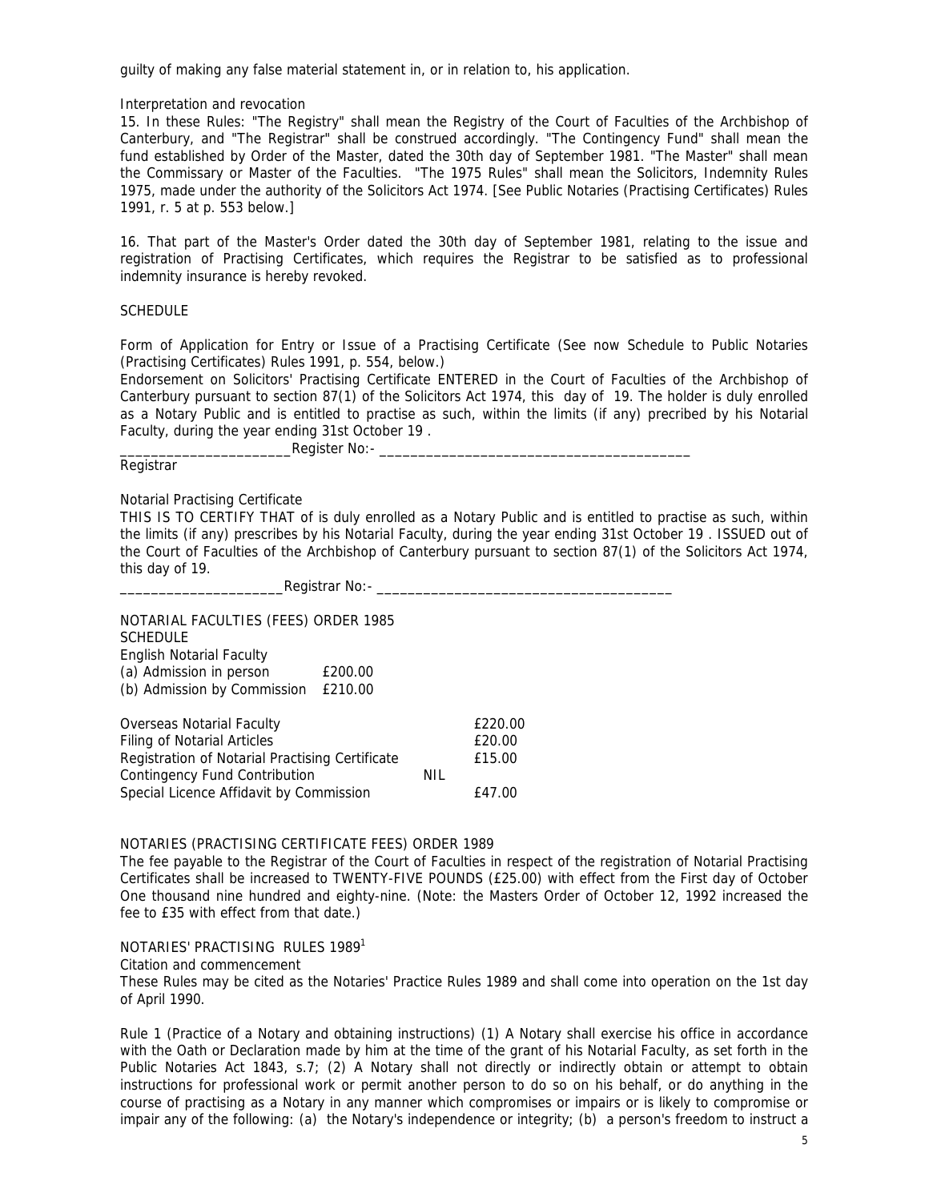guilty of making any false material statement in, or in relation to, his application.

Interpretation and revocation

15. In these Rules: "The Registry" shall mean the Registry of the Court of Faculties of the Archbishop of Canterbury, and "The Registrar" shall be construed accordingly. "The Contingency Fund" shall mean the fund established by Order of the Master, dated the 30th day of September 1981. "The Master" shall mean the Commissary or Master of the Faculties. "The 1975 Rules" shall mean the Solicitors, Indemnity Rules 1975, made under the authority of the Solicitors Act 1974. [See Public Notaries (Practising Certificates) Rules 1991, r. 5 at p. 553 below.]

16. That part of the Master's Order dated the 30th day of September 1981, relating to the issue and registration of Practising Certificates, which requires the Registrar to be satisfied as to professional indemnity insurance is hereby revoked.

SCHEDULE

Form of Application for Entry or Issue of a Practising Certificate (See now Schedule to Public Notaries (Practising Certificates) Rules 1991, p. 554, below.)

Endorsement on Solicitors' Practising Certificate ENTERED in the Court of Faculties of the Archbishop of Canterbury pursuant to section 87(1) of the Solicitors Act 1974, this day of 19. The holder is duly enrolled as a Notary Public and is entitled to practise as such, within the limits (if any) precribed by his Notarial Faculty, during the year ending 31st October 19 .

______________________Register No:- __________________________________________

Registrar

Notarial Practising Certificate

THIS IS TO CERTIFY THAT of is duly enrolled as a Notary Public and is entitled to practise as such, within the limits (if any) prescribes by his Notarial Faculty, during the year ending 31st October 19 . ISSUED out of the Court of Faculties of the Archbishop of Canterbury pursuant to section 87(1) of the Solicitors Act 1974, this day of 19.

_____________________Registrar No:- _______________________________________

NOTARIAL FACULTIES (FEES) ORDER 1985

SCHEDULE

English Notarial Faculty

| | |
|---|---|
| (a) Admission in person | £200.00 |
| (b) Admission by Commission | £210.00 |

| | |
|---|---|
| Overseas Notarial Faculty | £220.00 |
| Filing of Notarial Articles | £20.00 |
| Registration of Notarial Practising Certificate | £15.00 |
| Contingency Fund Contribution | NIL |
| Special Licence Affidavit by Commission | £47.00 |

NOTARIES (PRACTISING CERTIFICATE FEES) ORDER 1989

The fee payable to the Registrar of the Court of Faculties in respect of the registration of Notarial Practising Certificates shall be increased to TWENTY-FIVE POUNDS (£25.00) with effect from the First day of October One thousand nine hundred and eighty-nine. (Note: the Masters Order of October 12, 1992 increased the fee to £35 with effect from that date.)

NOTARIES' PRACTISING RULES 1989[1]

Citation and commencement

These Rules may be cited as the Notaries' Practice Rules 1989 and shall come into operation on the 1st day of April 1990.

Rule 1 (Practice of a Notary and obtaining instructions) (1) A Notary shall exercise his office in accordance with the Oath or Declaration made by him at the time of the grant of his Notarial Faculty, as set forth in the Public Notaries Act 1843, s.7; (2) A Notary shall not directly or indirectly obtain or attempt to obtain instructions for professional work or permit another person to do so on his behalf, or do anything in the course of practising as a Notary in any manner which compromises or impairs or is likely to compromise or impair any of the following: (a) the Notary's independence or integrity; (b) a person's freedom to instruct a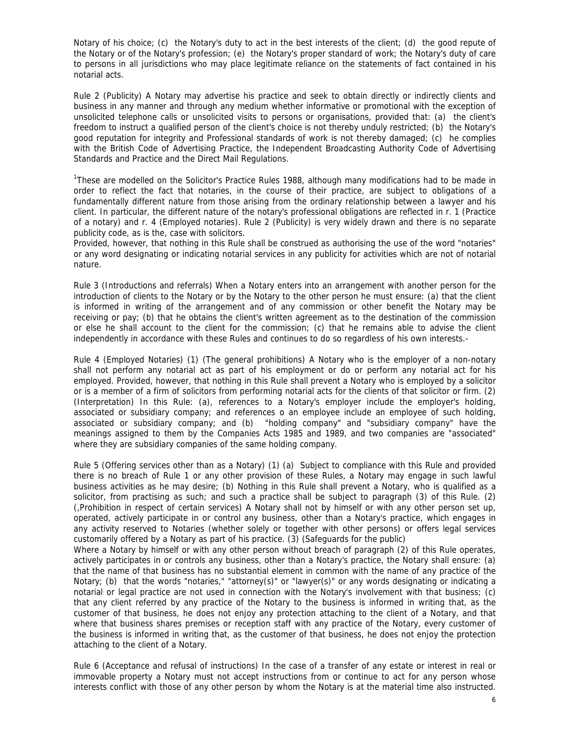Notary of his choice; (c) the Notary's duty to act in the best interests of the client; (d) the good repute of the Notary or of the Notary's profession; (e) the Notary's proper standard of work; the Notary's duty of care to persons in all jurisdictions who may place legitimate reliance on the statements of fact contained in his notarial acts.

Rule 2 (Publicity) A Notary may advertise his practice and seek to obtain directly or indirectly clients and business in any manner and through any medium whether informative or promotional with the exception of unsolicited telephone calls or unsolicited visits to persons or organisations, provided that: (a) the client's freedom to instruct a qualified person of the client's choice is not thereby unduly restricted; (b) the Notary's good reputation for integrity and Professional standards of work is not thereby damaged; (c) he complies with the British Code of Advertising Practice, the Independent Broadcasting Authority Code of Advertising Standards and Practice and the Direct Mail Regulations.

[1]These are modelled on the Solicitor's Practice Rules 1988, although many modifications had to be made in order to reflect the fact that notaries, in the course of their practice, are subject to obligations of a fundamentally different nature from those arising from the ordinary relationship between a lawyer and his client. In particular, the different nature of the notary's professional obligations are reflected in r. 1 (Practice of a notary) and r. 4 (Employed notaries). Rule 2 (Publicity) is very widely drawn and there is no separate publicity code, as is the, case with solicitors.

Provided, however, that nothing in this Rule shall be construed as authorising the use of the word "notaries" or any word designating or indicating notarial services in any publicity for activities which are not of notarial nature.

Rule 3 (Introductions and referrals) When a Notary enters into an arrangement with another person for the introduction of clients to the Notary or by the Notary to the other person he must ensure: (a) that the client is informed in writing of the arrangement and of any commission or other benefit the Notary may be receiving or pay; (b) that he obtains the client's written agreement as to the destination of the commission or else he shall account to the client for the commission; (c) that he remains able to advise the client independently in accordance with these Rules and continues to do so regardless of his own interests.-

Rule 4 (Employed Notaries) (1) (The general prohibitions) A Notary who is the employer of a non-notary shall not perform any notarial act as part of his employment or do or perform any notarial act for his employed. Provided, however, that nothing in this Rule shall prevent a Notary who is employed by a solicitor or is a member of a firm of solicitors from performing notarial acts for the clients of that solicitor or firm. (2) (Interpretation) In this Rule: (a), references to a Notary's employer include the employer's holding, associated or subsidiary company; and references o an employee include an employee of such holding, associated or subsidiary company; and (b) "holding company" and "subsidiary company" have the meanings assigned to them by the Companies Acts 1985 and 1989, and two companies are "associated" where they are subsidiary companies of the same holding company.

Rule 5 (Offering services other than as a Notary) (1) (a) Subject to compliance with this Rule and provided there is no breach of Rule 1 or any other provision of these Rules, a Notary may engage in such lawful business activities as he may desire; (b) Nothing in this Rule shall prevent a Notary, who is qualified as a solicitor, from practising as such; and such a practice shall be subject to paragraph (3) of this Rule. (2) (,Prohibition in respect of certain services) A Notary shall not by himself or with any other person set up, operated, actively participate in or control any business, other than a Notary's practice, which engages in any activity reserved to Notaries (whether solely or together with other persons) or offers legal services customarily offered by a Notary as part of his practice. (3) (Safeguards for the public)

Where a Notary by himself or with any other person without breach of paragraph (2) of this Rule operates, actively participates in or controls any business, other than a Notary's practice, the Notary shall ensure: (a) that the name of that business has no substantial element in common with the name of any practice of the Notary; (b) that the words "notaries," "attorney(s)" or "lawyer(s)" or any words designating or indicating a notarial or legal practice are not used in connection with the Notary's involvement with that business; (c) that any client referred by any practice of the Notary to the business is informed in writing that, as the customer of that business, he does not enjoy any protection attaching to the client of a Notary, and that where that business shares premises or reception staff with any practice of the Notary, every customer of the business is informed in writing that, as the customer of that business, he does not enjoy the protection attaching to the client of a Notary.

Rule 6 (Acceptance and refusal of instructions) In the case of a transfer of any estate or interest in real or immovable property a Notary must not accept instructions from or continue to act for any person whose interests conflict with those of any other person by whom the Notary is at the material time also instructed.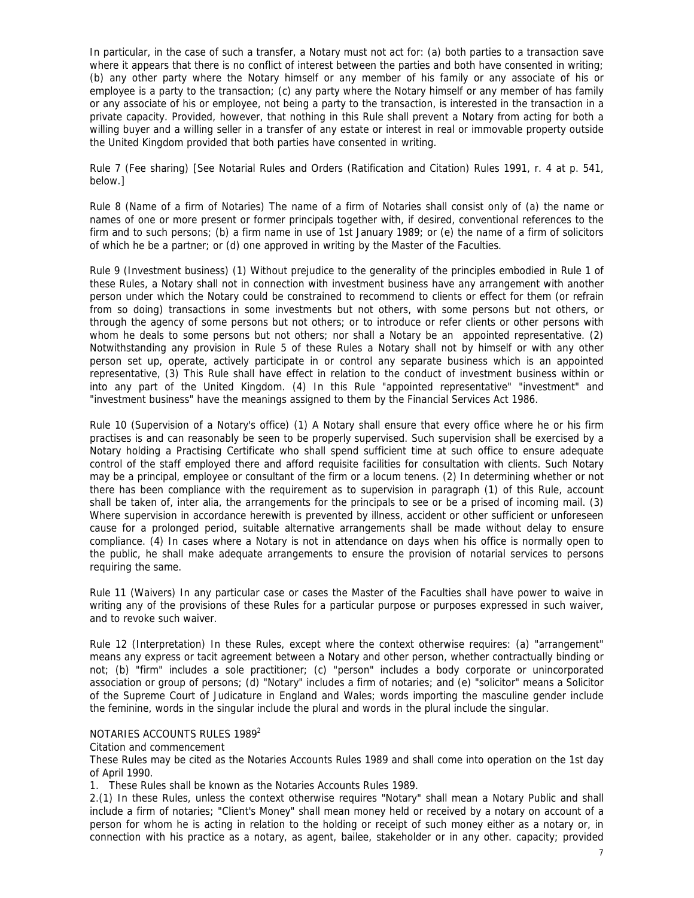In particular, in the case of such a transfer, a Notary must not act for: (a) both parties to a transaction save where it appears that there is no conflict of interest between the parties and both have consented in writing; (b) any other party where the Notary himself or any member of his family or any associate of his or employee is a party to the transaction; (c) any party where the Notary himself or any member of has family or any associate of his or employee, not being a party to the transaction, is interested in the transaction in a private capacity. Provided, however, that nothing in this Rule shall prevent a Notary from acting for both a willing buyer and a willing seller in a transfer of any estate or interest in real or immovable property outside the United Kingdom provided that both parties have consented in writing.

Rule 7 (Fee sharing) [See Notarial Rules and Orders (Ratification and Citation) Rules 1991, r. 4 at p. 541, below.]

Rule 8 (Name of a firm of Notaries) The name of a firm of Notaries shall consist only of (a) the name or names of one or more present or former principals together with, if desired, conventional references to the firm and to such persons; (b) a firm name in use of 1st January 1989; or (e) the name of a firm of solicitors of which he be a partner; or (d) one approved in writing by the Master of the Faculties.

Rule 9 (Investment business) (1) Without prejudice to the generality of the principles embodied in Rule 1 of these Rules, a Notary shall not in connection with investment business have any arrangement with another person under which the Notary could be constrained to recommend to clients or effect for them (or refrain from so doing) transactions in some investments but not others, with some persons but not others, or through the agency of some persons but not others; or to introduce or refer clients or other persons with whom he deals to some persons but not others; nor shall a Notary be an appointed representative. (2) Notwithstanding any provision in Rule 5 of these Rules a Notary shall not by himself or with any other person set up, operate, actively participate in or control any separate business which is an appointed representative, (3) This Rule shall have effect in relation to the conduct of investment business within or into any part of the United Kingdom. (4) In this Rule "appointed representative" "investment" and "investment business" have the meanings assigned to them by the Financial Services Act 1986.

Rule 10 (Supervision of a Notary's office) (1) A Notary shall ensure that every office where he or his firm practises is and can reasonably be seen to be properly supervised. Such supervision shall be exercised by a Notary holding a Practising Certificate who shall spend sufficient time at such office to ensure adequate control of the staff employed there and afford requisite facilities for consultation with clients. Such Notary may be a principal, employee or consultant of the firm or a locum tenens. (2) In determining whether or not there has been compliance with the requirement as to supervision in paragraph (1) of this Rule, account shall be taken of, inter alia, the arrangements for the principals to see or be a prised of incoming mail. (3) Where supervision in accordance herewith is prevented by illness, accident or other sufficient or unforeseen cause for a prolonged period, suitable alternative arrangements shall be made without delay to ensure compliance. (4) In cases where a Notary is not in attendance on days when his office is normally open to the public, he shall make adequate arrangements to ensure the provision of notarial services to persons requiring the same.

Rule 11 (Waivers) In any particular case or cases the Master of the Faculties shall have power to waive in writing any of the provisions of these Rules for a particular purpose or purposes expressed in such waiver, and to revoke such waiver.

Rule 12 (Interpretation) In these Rules, except where the context otherwise requires: (a) "arrangement" means any express or tacit agreement between a Notary and other person, whether contractually binding or not; (b) "firm" includes a sole practitioner; (c) "person" includes a body corporate or unincorporated association or group of persons; (d) "Notary" includes a firm of notaries; and (e) "solicitor" means a Solicitor of the Supreme Court of Judicature in England and Wales; words importing the masculine gender include the feminine, words in the singular include the plural and words in the plural include the singular.

NOTARIES ACCOUNTS RULES 1989[2]

Citation and commencement

These Rules may be cited as the Notaries Accounts Rules 1989 and shall come into operation on the 1st day of April 1990.

1. These Rules shall be known as the Notaries Accounts Rules 1989.

2.(1) In these Rules, unless the context otherwise requires "Notary" shall mean a Notary Public and shall include a firm of notaries; "Client's Money" shall mean money held or received by a notary on account of a person for whom he is acting in relation to the holding or receipt of such money either as a notary or, in connection with his practice as a notary, as agent, bailee, stakeholder or in any other. capacity; provided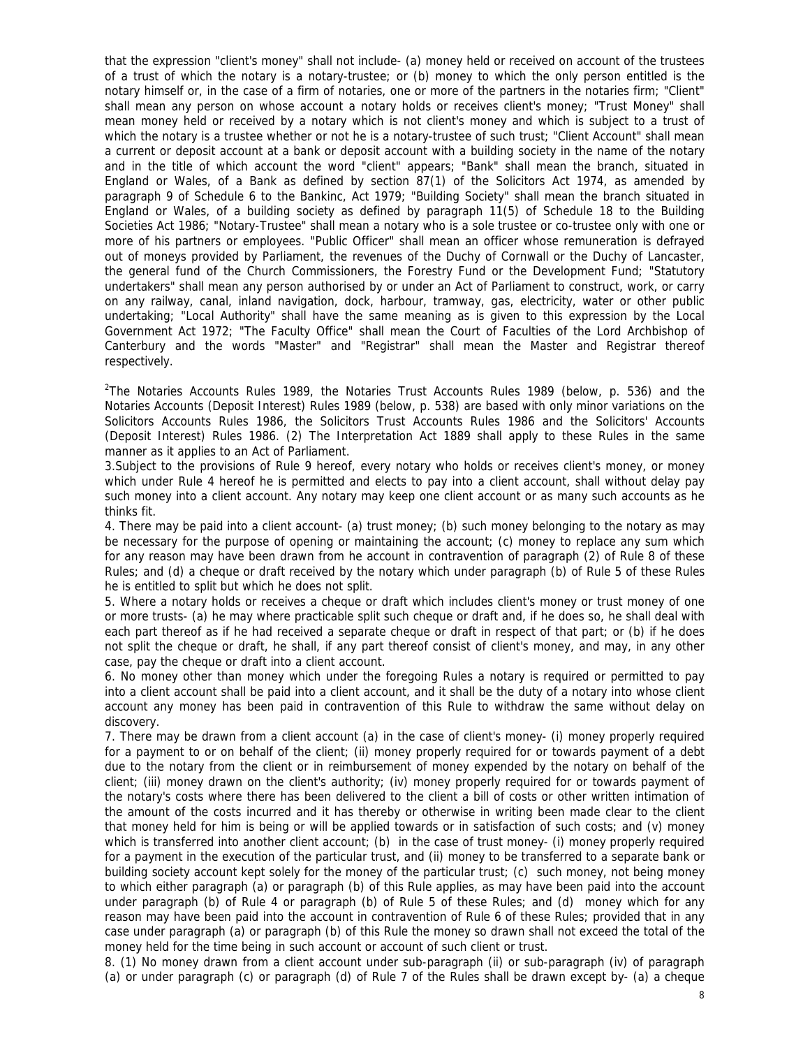that the expression "client's money" shall not include- (a) money held or received on account of the trustees of a trust of which the notary is a notary-trustee; or (b) money to which the only person entitled is the notary himself or, in the case of a firm of notaries, one or more of the partners in the notaries firm; "Client" shall mean any person on whose account a notary holds or receives client's money; "Trust Money" shall mean money held or received by a notary which is not client's money and which is subject to a trust of which the notary is a trustee whether or not he is a notary-trustee of such trust; "Client Account" shall mean a current or deposit account at a bank or deposit account with a building society in the name of the notary and in the title of which account the word "client" appears; "Bank" shall mean the branch, situated in England or Wales, of a Bank as defined by section 87(1) of the Solicitors Act 1974, as amended by paragraph 9 of Schedule 6 to the Bankinc, Act 1979; "Building Society" shall mean the branch situated in England or Wales, of a building society as defined by paragraph 11(5) of Schedule 18 to the Building Societies Act 1986; "Notary-Trustee" shall mean a notary who is a sole trustee or co-trustee only with one or more of his partners or employees. "Public Officer" shall mean an officer whose remuneration is defrayed out of moneys provided by Parliament, the revenues of the Duchy of Cornwall or the Duchy of Lancaster, the general fund of the Church Commissioners, the Forestry Fund or the Development Fund; "Statutory undertakers" shall mean any person authorised by or under an Act of Parliament to construct, work, or carry on any railway, canal, inland navigation, dock, harbour, tramway, gas, electricity, water or other public undertaking; "Local Authority" shall have the same meaning as is given to this expression by the Local Government Act 1972; "The Faculty Office" shall mean the Court of Faculties of the Lord Archbishop of Canterbury and the words "Master" and "Registrar" shall mean the Master and Registrar thereof respectively.

[2]The Notaries Accounts Rules 1989, the Notaries Trust Accounts Rules 1989 (below, p. 536) and the Notaries Accounts (Deposit Interest) Rules 1989 (below, p. 538) are based with only minor variations on the Solicitors Accounts Rules 1986, the Solicitors Trust Accounts Rules 1986 and the Solicitors' Accounts (Deposit Interest) Rules 1986. (2) The Interpretation Act 1889 shall apply to these Rules in the same manner as it applies to an Act of Parliament.

3.Subject to the provisions of Rule 9 hereof, every notary who holds or receives client's money, or money which under Rule 4 hereof he is permitted and elects to pay into a client account, shall without delay pay such money into a client account. Any notary may keep one client account or as many such accounts as he thinks fit.

4. There may be paid into a client account- (a) trust money; (b) such money belonging to the notary as may be necessary for the purpose of opening or maintaining the account; (c) money to replace any sum which for any reason may have been drawn from he account in contravention of paragraph (2) of Rule 8 of these Rules; and (d) a cheque or draft received by the notary which under paragraph (b) of Rule 5 of these Rules he is entitled to split but which he does not split.

5. Where a notary holds or receives a cheque or draft which includes client's money or trust money of one or more trusts- (a) he may where practicable split such cheque or draft and, if he does so, he shall deal with each part thereof as if he had received a separate cheque or draft in respect of that part; or (b) if he does not split the cheque or draft, he shall, if any part thereof consist of client's money, and may, in any other case, pay the cheque or draft into a client account.

6. No money other than money which under the foregoing Rules a notary is required or permitted to pay into a client account shall be paid into a client account, and it shall be the duty of a notary into whose client account any money has been paid in contravention of this Rule to withdraw the same without delay on discovery.

7. There may be drawn from a client account (a) in the case of client's money- (i) money properly required for a payment to or on behalf of the client; (ii) money properly required for or towards payment of a debt due to the notary from the client or in reimbursement of money expended by the notary on behalf of the client; (iii) money drawn on the client's authority; (iv) money properly required for or towards payment of the notary's costs where there has been delivered to the client a bill of costs or other written intimation of the amount of the costs incurred and it has thereby or otherwise in writing been made clear to the client that money held for him is being or will be applied towards or in satisfaction of such costs; and (v) money which is transferred into another client account; (b) in the case of trust money- (i) money properly required for a payment in the execution of the particular trust, and (ii) money to be transferred to a separate bank or building society account kept solely for the money of the particular trust; (c) such money, not being money to which either paragraph (a) or paragraph (b) of this Rule applies, as may have been paid into the account under paragraph (b) of Rule 4 or paragraph (b) of Rule 5 of these Rules; and (d) money which for any reason may have been paid into the account in contravention of Rule 6 of these Rules; provided that in any case under paragraph (a) or paragraph (b) of this Rule the money so drawn shall not exceed the total of the money held for the time being in such account or account of such client or trust.

8. (1) No money drawn from a client account under sub-paragraph (ii) or sub-paragraph (iv) of paragraph (a) or under paragraph (c) or paragraph (d) of Rule 7 of the Rules shall be drawn except by- (a) a cheque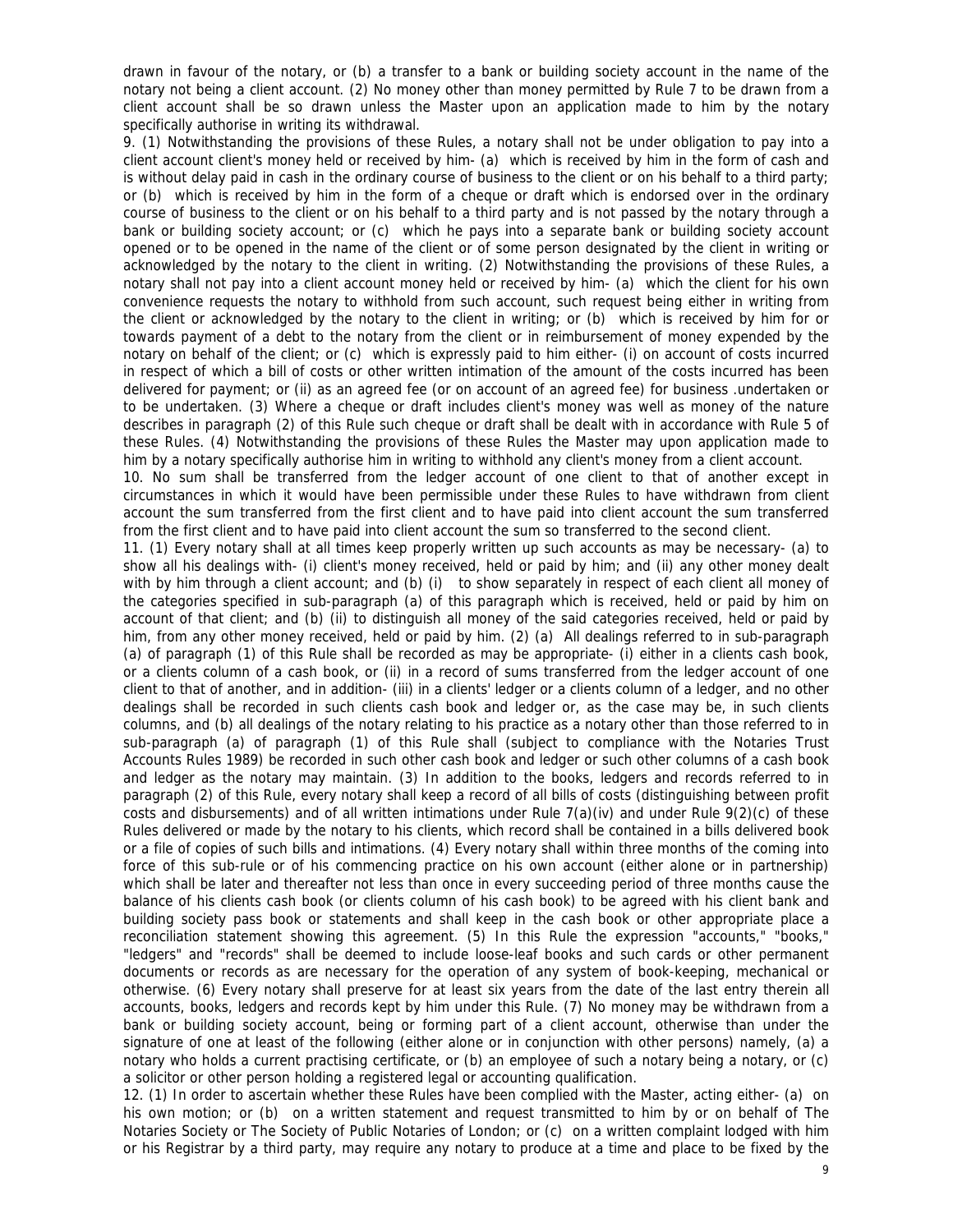drawn in favour of the notary, or (b) a transfer to a bank or building society account in the name of the notary not being a client account. (2) No money other than money permitted by Rule 7 to be drawn from a client account shall be so drawn unless the Master upon an application made to him by the notary specifically authorise in writing its withdrawal.

9. (1) Notwithstanding the provisions of these Rules, a notary shall not be under obligation to pay into a client account client's money held or received by him- (a) which is received by him in the form of cash and is without delay paid in cash in the ordinary course of business to the client or on his behalf to a third party; or (b) which is received by him in the form of a cheque or draft which is endorsed over in the ordinary course of business to the client or on his behalf to a third party and is not passed by the notary through a bank or building society account; or (c) which he pays into a separate bank or building society account opened or to be opened in the name of the client or of some person designated by the client in writing or acknowledged by the notary to the client in writing. (2) Notwithstanding the provisions of these Rules, a notary shall not pay into a client account money held or received by him- (a) which the client for his own convenience requests the notary to withhold from such account, such request being either in writing from the client or acknowledged by the notary to the client in writing; or (b) which is received by him for or towards payment of a debt to the notary from the client or in reimbursement of money expended by the notary on behalf of the client; or (c) which is expressly paid to him either- (i) on account of costs incurred in respect of which a bill of costs or other written intimation of the amount of the costs incurred has been delivered for payment; or (ii) as an agreed fee (or on account of an agreed fee) for business .undertaken or to be undertaken. (3) Where a cheque or draft includes client's money was well as money of the nature describes in paragraph (2) of this Rule such cheque or draft shall be dealt with in accordance with Rule 5 of these Rules. (4) Notwithstanding the provisions of these Rules the Master may upon application made to him by a notary specifically authorise him in writing to withhold any client's money from a client account.

10. No sum shall be transferred from the ledger account of one client to that of another except in circumstances in which it would have been permissible under these Rules to have withdrawn from client account the sum transferred from the first client and to have paid into client account the sum transferred from the first client and to have paid into client account the sum so transferred to the second client.

11. (1) Every notary shall at all times keep properly written up such accounts as may be necessary- (a) to show all his dealings with- (i) client's money received, held or paid by him; and (ii) any other money dealt with by him through a client account; and (b) (i) to show separately in respect of each client all money of the categories specified in sub-paragraph (a) of this paragraph which is received, held or paid by him on account of that client; and (b) (ii) to distinguish all money of the said categories received, held or paid by him, from any other money received, held or paid by him. (2) (a) All dealings referred to in sub-paragraph (a) of paragraph (1) of this Rule shall be recorded as may be appropriate- (i) either in a clients cash book, or a clients column of a cash book, or (ii) in a record of sums transferred from the ledger account of one client to that of another, and in addition- (iii) in a clients' ledger or a clients column of a ledger, and no other dealings shall be recorded in such clients cash book and ledger or, as the case may be, in such clients columns, and (b) all dealings of the notary relating to his practice as a notary other than those referred to in sub-paragraph (a) of paragraph (1) of this Rule shall (subject to compliance with the Notaries Trust Accounts Rules 1989) be recorded in such other cash book and ledger or such other columns of a cash book and ledger as the notary may maintain. (3) In addition to the books, ledgers and records referred to in paragraph (2) of this Rule, every notary shall keep a record of all bills of costs (distinguishing between profit costs and disbursements) and of all written intimations under Rule 7(a)(iv) and under Rule 9(2)(c) of these Rules delivered or made by the notary to his clients, which record shall be contained in a bills delivered book or a file of copies of such bills and intimations. (4) Every notary shall within three months of the coming into force of this sub-rule or of his commencing practice on his own account (either alone or in partnership) which shall be later and thereafter not less than once in every succeeding period of three months cause the balance of his clients cash book (or clients column of his cash book) to be agreed with his client bank and building society pass book or statements and shall keep in the cash book or other appropriate place a reconciliation statement showing this agreement. (5) In this Rule the expression "accounts," "books," "ledgers" and "records" shall be deemed to include loose-leaf books and such cards or other permanent documents or records as are necessary for the operation of any system of book-keeping, mechanical or otherwise. (6) Every notary shall preserve for at least six years from the date of the last entry therein all accounts, books, ledgers and records kept by him under this Rule. (7) No money may be withdrawn from a bank or building society account, being or forming part of a client account, otherwise than under the signature of one at least of the following (either alone or in conjunction with other persons) namely, (a) a notary who holds a current practising certificate, or (b) an employee of such a notary being a notary, or (c) a solicitor or other person holding a registered legal or accounting qualification.

12. (1) In order to ascertain whether these Rules have been complied with the Master, acting either- (a) on his own motion; or (b) on a written statement and request transmitted to him by or on behalf of The Notaries Society or The Society of Public Notaries of London; or (c) on a written complaint lodged with him or his Registrar by a third party, may require any notary to produce at a time and place to be fixed by the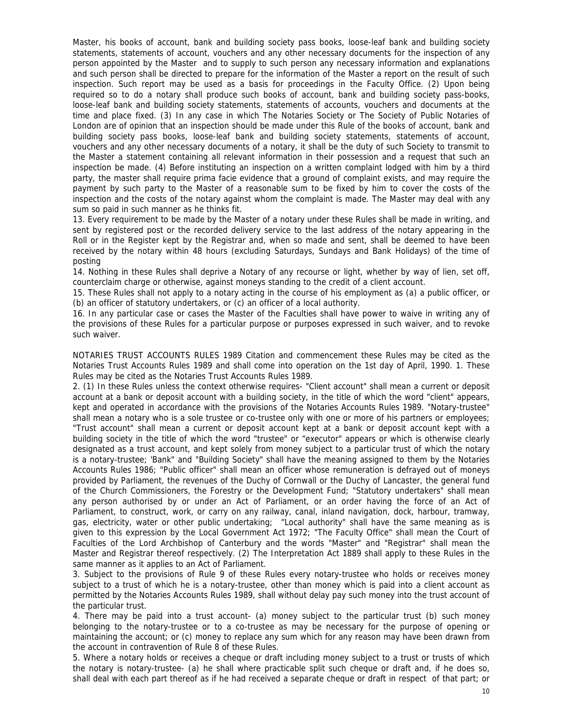Master, his books of account, bank and building society pass books, loose-leaf bank and building society statements, statements of account, vouchers and any other necessary documents for the inspection of any person appointed by the Master and to supply to such person any necessary information and explanations and such person shall be directed to prepare for the information of the Master a report on the result of such inspection. Such report may be used as a basis for proceedings in the Faculty Office. (2) Upon being required so to do a notary shall produce such books of account, bank and building society pass-books, loose-leaf bank and building society statements, statements of accounts, vouchers and documents at the time and place fixed. (3) In any case in which The Notaries Society or The Society of Public Notaries of London are of opinion that an inspection should be made under this Rule of the books of account, bank and building society pass books, loose-leaf bank and building society statements, statements of account, vouchers and any other necessary documents of a notary, it shall be the duty of such Society to transmit to the Master a statement containing all relevant information in their possession and a request that such an inspection be made. (4) Before instituting an inspection on a written complaint lodged with him by a third party, the master shall require prima facie evidence that a ground of complaint exists, and may require the payment by such party to the Master of a reasonable sum to be fixed by him to cover the costs of the inspection and the costs of the notary against whom the complaint is made. The Master may deal with any sum so paid in such manner as he thinks fit.

13. Every requirement to be made by the Master of a notary under these Rules shall be made in writing, and sent by registered post or the recorded delivery service to the last address of the notary appearing in the Roll or in the Register kept by the Registrar and, when so made and sent, shall be deemed to have been received by the notary within 48 hours (excluding Saturdays, Sundays and Bank Holidays) of the time of posting

14. Nothing in these Rules shall deprive a Notary of any recourse or light, whether by way of lien, set off, counterclaim charge or otherwise, against moneys standing to the credit of a client account.

15. These Rules shall not apply to a notary acting in the course of his employment as (a) a public officer, or (b) an officer of statutory undertakers, or (c) an officer of a local authority.

16. In any particular case or cases the Master of the Faculties shall have power to waive in writing any of the provisions of these Rules for a particular purpose or purposes expressed in such waiver, and to revoke such waiver.

NOTARIES TRUST ACCOUNTS RULES 1989 Citation and commencement these Rules may be cited as the Notaries Trust Accounts Rules 1989 and shall come into operation on the 1st day of April, 1990. 1. These Rules may be cited as the Notaries Trust Accounts Rules 1989.

2. (1) In these Rules unless the context otherwise requires- "Client account" shall mean a current or deposit account at a bank or deposit account with a building society, in the title of which the word "client" appears, kept and operated in accordance with the provisions of the Notaries Accounts Rules 1989. "Notary-trustee" shall mean a notary who is a sole trustee or co-trustee only with one or more of his partners or employees; "Trust account" shall mean a current or deposit account kept at a bank or deposit account kept with a building society in the title of which the word "trustee" or "executor" appears or which is otherwise clearly designated as a trust account, and kept solely from money subject to a particular trust of which the notary is a notary-trustee; 'Bank" and "Building Society" shall have the meaning assigned to them by the Notaries Accounts Rules 1986; "Public officer" shall mean an officer whose remuneration is defrayed out of moneys provided by Parliament, the revenues of the Duchy of Cornwall or the Duchy of Lancaster, the general fund of the Church Commissioners, the Forestry or the Development Fund; "Statutory undertakers" shall mean any person authorised by or under an Act of Parliament, or an order having the force of an Act of Parliament, to construct, work, or carry on any railway, canal, inland navigation, dock, harbour, tramway, gas, electricity, water or other public undertaking; "Local authority" shall have the same meaning as is given to this expression by the Local Government Act 1972; "The Faculty Office" shall mean the Court of Faculties of the Lord Archbishop of Canterbury and the words "Master" and "Registrar" shall mean the Master and Registrar thereof respectively. (2) The Interpretation Act 1889 shall apply to these Rules in the same manner as it applies to an Act of Parliament.

3. Subject to the provisions of Rule 9 of these Rules every notary-trustee who holds or receives money subject to a trust of which he is a notary-trustee, other than money which is paid into a client account as permitted by the Notaries Accounts Rules 1989, shall without delay pay such money into the trust account of the particular trust.

4. There may be paid into a trust account- (a) money subject to the particular trust (b) such money belonging to the notary-trustee or to a co-trustee as may be necessary for the purpose of opening or maintaining the account; or (c) money to replace any sum which for any reason may have been drawn from the account in contravention of Rule 8 of these Rules.

5. Where a notary holds or receives a cheque or draft including money subject to a trust or trusts of which the notary is notary-trustee- (a) he shall where practicable split such cheque or draft and, if he does so, shall deal with each part thereof as if he had received a separate cheque or draft in respect of that part; or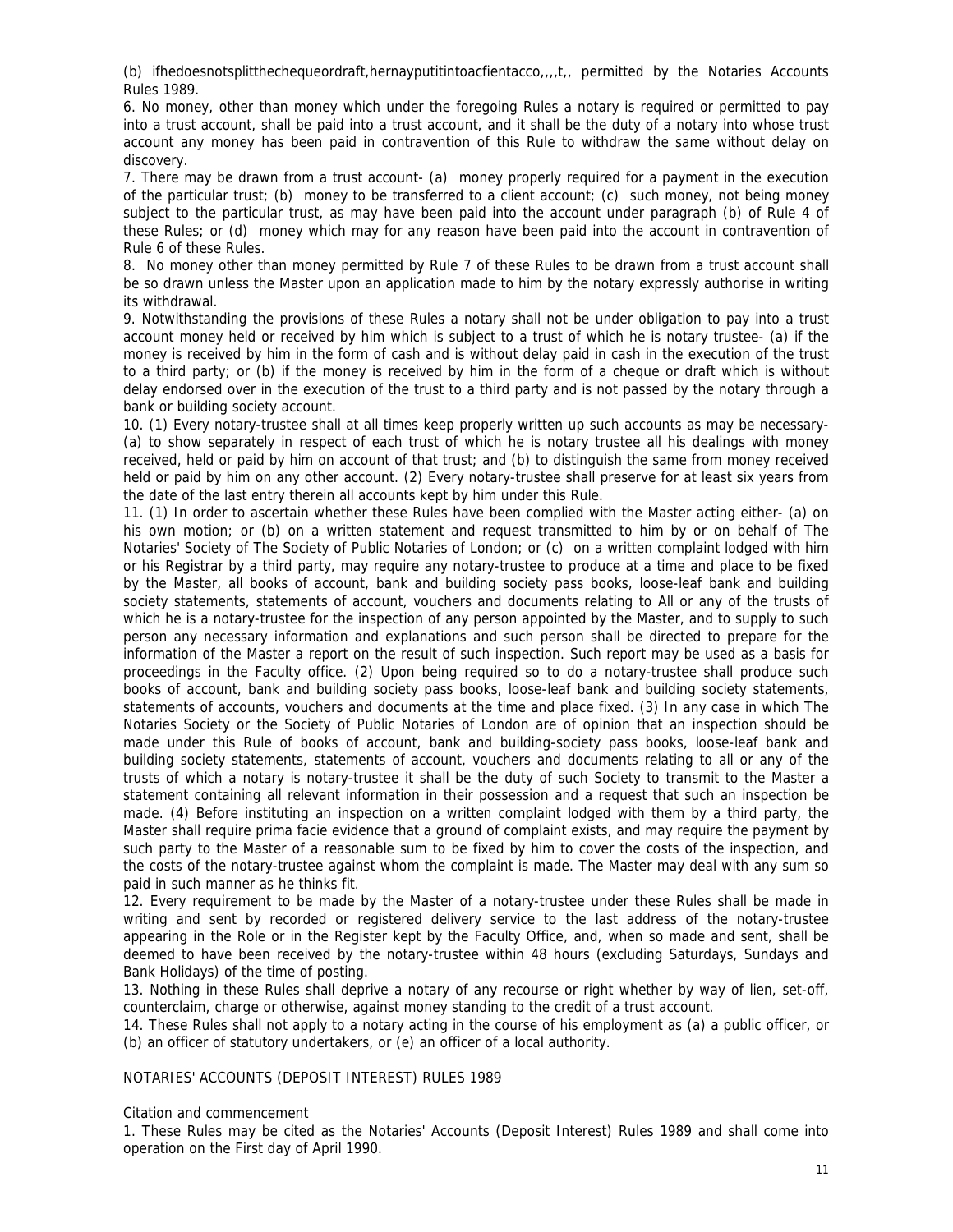(b) ifhedoesnotsplitthechequeordraft,hernayputitintoacfientacco,,,,t,, permitted by the Notaries Accounts Rules 1989.

6. No money, other than money which under the foregoing Rules a notary is required or permitted to pay into a trust account, shall be paid into a trust account, and it shall be the duty of a notary into whose trust account any money has been paid in contravention of this Rule to withdraw the same without delay on discovery.

7. There may be drawn from a trust account- (a) money properly required for a payment in the execution of the particular trust; (b) money to be transferred to a client account; (c) such money, not being money subject to the particular trust, as may have been paid into the account under paragraph (b) of Rule 4 of these Rules; or (d) money which may for any reason have been paid into the account in contravention of Rule 6 of these Rules.

8. No money other than money permitted by Rule 7 of these Rules to be drawn from a trust account shall be so drawn unless the Master upon an application made to him by the notary expressly authorise in writing its withdrawal.

9. Notwithstanding the provisions of these Rules a notary shall not be under obligation to pay into a trust account money held or received by him which is subject to a trust of which he is notary trustee- (a) if the money is received by him in the form of cash and is without delay paid in cash in the execution of the trust to a third party; or (b) if the money is received by him in the form of a cheque or draft which is without delay endorsed over in the execution of the trust to a third party and is not passed by the notary through a bank or building society account.

10. (1) Every notary-trustee shall at all times keep properly written up such accounts as may be necessary- (a) to show separately in respect of each trust of which he is notary trustee all his dealings with money received, held or paid by him on account of that trust; and (b) to distinguish the same from money received held or paid by him on any other account. (2) Every notary-trustee shall preserve for at least six years from the date of the last entry therein all accounts kept by him under this Rule.

11. (1) In order to ascertain whether these Rules have been complied with the Master acting either- (a) on his own motion; or (b) on a written statement and request transmitted to him by or on behalf of The Notaries' Society of The Society of Public Notaries of London; or (c) on a written complaint lodged with him or his Registrar by a third party, may require any notary-trustee to produce at a time and place to be fixed by the Master, all books of account, bank and building society pass books, loose-leaf bank and building society statements, statements of account, vouchers and documents relating to All or any of the trusts of which he is a notary-trustee for the inspection of any person appointed by the Master, and to supply to such person any necessary information and explanations and such person shall be directed to prepare for the information of the Master a report on the result of such inspection. Such report may be used as a basis for proceedings in the Faculty office. (2) Upon being required so to do a notary-trustee shall produce such books of account, bank and building society pass books, loose-leaf bank and building society statements, statements of accounts, vouchers and documents at the time and place fixed. (3) In any case in which The Notaries Society or the Society of Public Notaries of London are of opinion that an inspection should be made under this Rule of books of account, bank and building-society pass books, loose-leaf bank and building society statements, statements of account, vouchers and documents relating to all or any of the trusts of which a notary is notary-trustee it shall be the duty of such Society to transmit to the Master a statement containing all relevant information in their possession and a request that such an inspection be made. (4) Before instituting an inspection on a written complaint lodged with them by a third party, the Master shall require prima facie evidence that a ground of complaint exists, and may require the payment by such party to the Master of a reasonable sum to be fixed by him to cover the costs of the inspection, and the costs of the notary-trustee against whom the complaint is made. The Master may deal with any sum so paid in such manner as he thinks fit.

12. Every requirement to be made by the Master of a notary-trustee under these Rules shall be made in writing and sent by recorded or registered delivery service to the last address of the notary-trustee appearing in the Role or in the Register kept by the Faculty Office, and, when so made and sent, shall be deemed to have been received by the notary-trustee within 48 hours (excluding Saturdays, Sundays and Bank Holidays) of the time of posting.

13. Nothing in these Rules shall deprive a notary of any recourse or right whether by way of lien, set-off, counterclaim, charge or otherwise, against money standing to the credit of a trust account.

14. These Rules shall not apply to a notary acting in the course of his employment as (a) a public officer, or (b) an officer of statutory undertakers, or (e) an officer of a local authority.

## NOTARIES' ACCOUNTS (DEPOSIT INTEREST) RULES 1989

### Citation and commencement

1. These Rules may be cited as the Notaries' Accounts (Deposit Interest) Rules 1989 and shall come into operation on the First day of April 1990.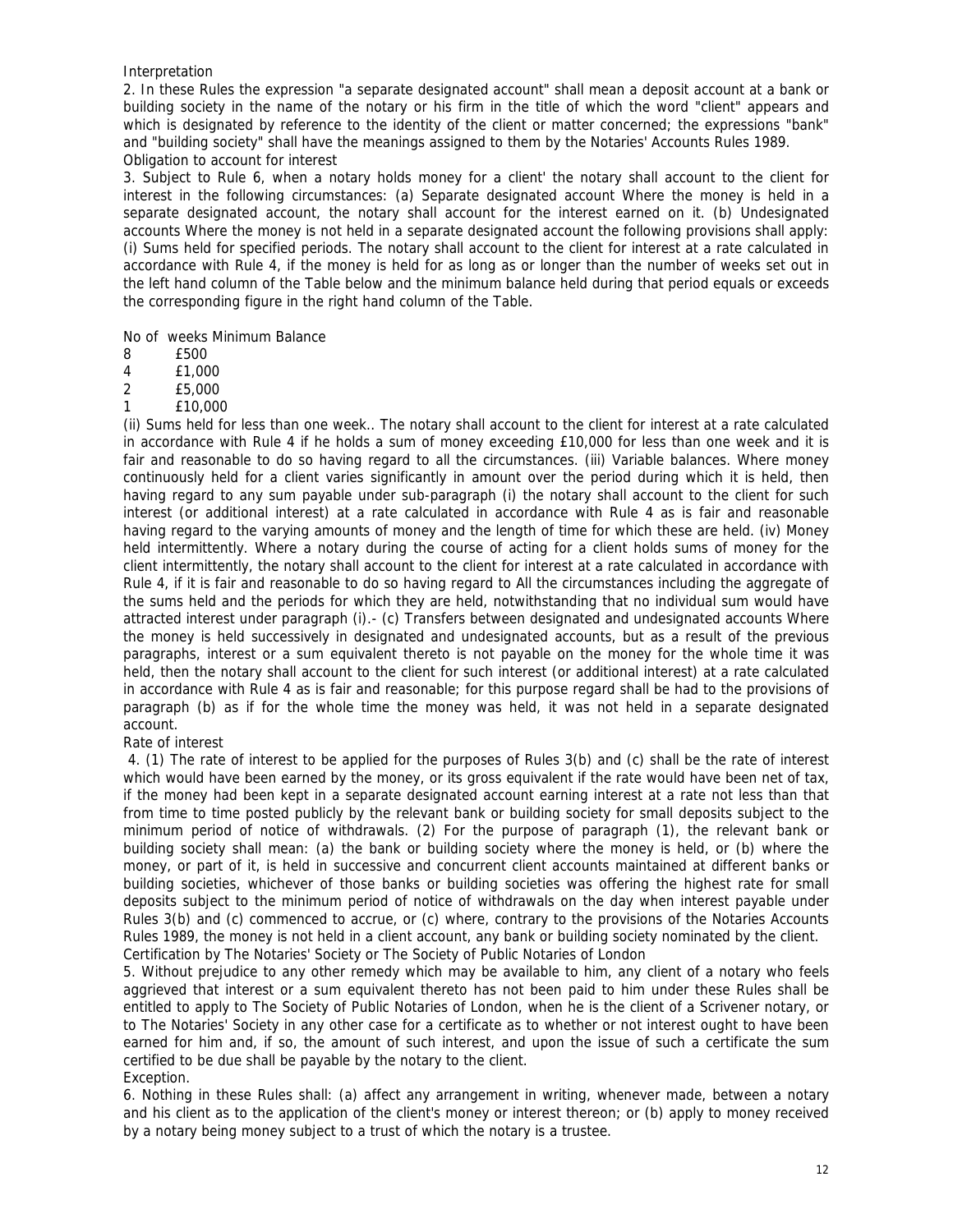Interpretation

2. In these Rules the expression "a separate designated account" shall mean a deposit account at a bank or building society in the name of the notary or his firm in the title of which the word "client" appears and which is designated by reference to the identity of the client or matter concerned; the expressions "bank" and "building society" shall have the meanings assigned to them by the Notaries' Accounts Rules 1989.

Obligation to account for interest

3. Subject to Rule 6, when a notary holds money for a client' the notary shall account to the client for interest in the following circumstances: (a) Separate designated account Where the money is held in a separate designated account, the notary shall account for the interest earned on it. (b) Undesignated accounts Where the money is not held in a separate designated account the following provisions shall apply: (i) Sums held for specified periods. The notary shall account to the client for interest at a rate calculated in accordance with Rule 4, if the money is held for as long as or longer than the number of weeks set out in the left hand column of the Table below and the minimum balance held during that period equals or exceeds the corresponding figure in the right hand column of the Table.

| No of weeks | Minimum Balance |
|---|---|
| 8 | £500 |
| 4 | £1,000 |
| 2 | £5,000 |
| 1 | £10,000 |

(ii) Sums held for less than one week.. The notary shall account to the client for interest at a rate calculated in accordance with Rule 4 if he holds a sum of money exceeding £10,000 for less than one week and it is fair and reasonable to do so having regard to all the circumstances. (iii) Variable balances. Where money continuously held for a client varies significantly in amount over the period during which it is held, then having regard to any sum payable under sub-paragraph (i) the notary shall account to the client for such interest (or additional interest) at a rate calculated in accordance with Rule 4 as is fair and reasonable having regard to the varying amounts of money and the length of time for which these are held. (iv) Money held intermittently. Where a notary during the course of acting for a client holds sums of money for the client intermittently, the notary shall account to the client for interest at a rate calculated in accordance with Rule 4, if it is fair and reasonable to do so having regard to All the circumstances including the aggregate of the sums held and the periods for which they are held, notwithstanding that no individual sum would have attracted interest under paragraph (i).- (c) Transfers between designated and undesignated accounts Where the money is held successively in designated and undesignated accounts, but as a result of the previous paragraphs, interest or a sum equivalent thereto is not payable on the money for the whole time it was held, then the notary shall account to the client for such interest (or additional interest) at a rate calculated in accordance with Rule 4 as is fair and reasonable; for this purpose regard shall be had to the provisions of paragraph (b) as if for the whole time the money was held, it was not held in a separate designated account.

Rate of interest

4. (1) The rate of interest to be applied for the purposes of Rules 3(b) and (c) shall be the rate of interest which would have been earned by the money, or its gross equivalent if the rate would have been net of tax, if the money had been kept in a separate designated account earning interest at a rate not less than that from time to time posted publicly by the relevant bank or building society for small deposits subject to the minimum period of notice of withdrawals. (2) For the purpose of paragraph (1), the relevant bank or building society shall mean: (a) the bank or building society where the money is held, or (b) where the money, or part of it, is held in successive and concurrent client accounts maintained at different banks or building societies, whichever of those banks or building societies was offering the highest rate for small deposits subject to the minimum period of notice of withdrawals on the day when interest payable under Rules 3(b) and (c) commenced to accrue, or (c) where, contrary to the provisions of the Notaries Accounts Rules 1989, the money is not held in a client account, any bank or building society nominated by the client.

Certification by The Notaries' Society or The Society of Public Notaries of London

5. Without prejudice to any other remedy which may be available to him, any client of a notary who feels aggrieved that interest or a sum equivalent thereto has not been paid to him under these Rules shall be entitled to apply to The Society of Public Notaries of London, when he is the client of a Scrivener notary, or to The Notaries' Society in any other case for a certificate as to whether or not interest ought to have been earned for him and, if so, the amount of such interest, and upon the issue of such a certificate the sum certified to be due shall be payable by the notary to the client.

Exception.

6. Nothing in these Rules shall: (a) affect any arrangement in writing, whenever made, between a notary and his client as to the application of the client's money or interest thereon; or (b) apply to money received by a notary being money subject to a trust of which the notary is a trustee.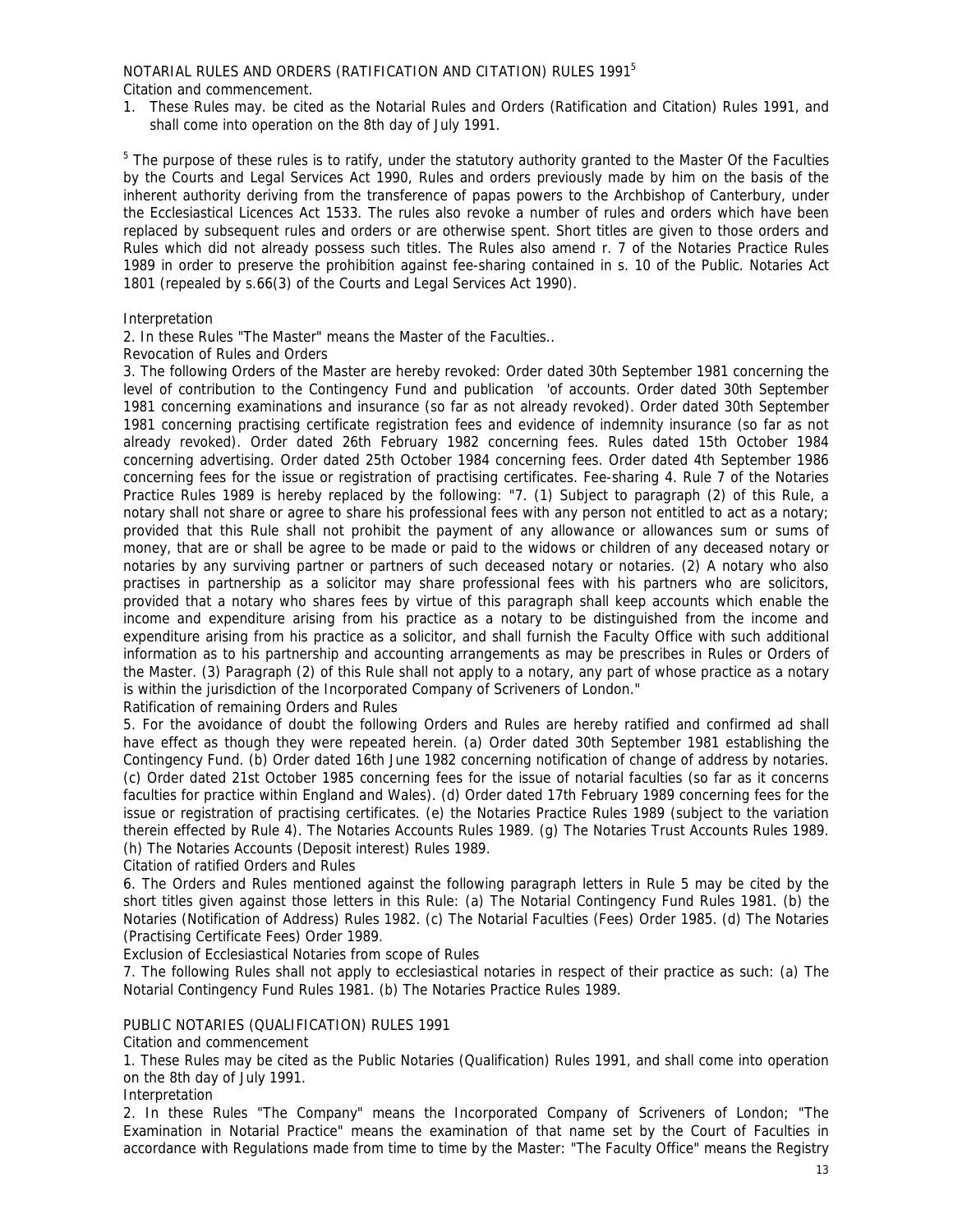NOTARIAL RULES AND ORDERS (RATIFICATION AND CITATION) RULES 1991[5]

Citation and commencement.

1. These Rules may. be cited as the Notarial Rules and Orders (Ratification and Citation) Rules 1991, and shall come into operation on the 8th day of July 1991.

[5] The purpose of these rules is to ratify, under the statutory authority granted to the Master Of the Faculties by the Courts and Legal Services Act 1990, Rules and orders previously made by him on the basis of the inherent authority deriving from the transference of papas powers to the Archbishop of Canterbury, under the Ecclesiastical Licences Act 1533. The rules also revoke a number of rules and orders which have been replaced by subsequent rules and orders or are otherwise spent. Short titles are given to those orders and Rules which did not already possess such titles. The Rules also amend r. 7 of the Notaries Practice Rules 1989 in order to preserve the prohibition against fee-sharing contained in s. 10 of the Public. Notaries Act 1801 (repealed by s.66(3) of the Courts and Legal Services Act 1990).

Interpretation

2. In these Rules "The Master" means the Master of the Faculties..

Revocation of Rules and Orders

3. The following Orders of the Master are hereby revoked: Order dated 30th September 1981 concerning the level of contribution to the Contingency Fund and publication 'of accounts. Order dated 30th September 1981 concerning examinations and insurance (so far as not already revoked). Order dated 30th September 1981 concerning practising certificate registration fees and evidence of indemnity insurance (so far as not already revoked). Order dated 26th February 1982 concerning fees. Rules dated 15th October 1984 concerning advertising. Order dated 25th October 1984 concerning fees. Order dated 4th September 1986 concerning fees for the issue or registration of practising certificates. Fee-sharing 4. Rule 7 of the Notaries Practice Rules 1989 is hereby replaced by the following: "7. (1) Subject to paragraph (2) of this Rule, a notary shall not share or agree to share his professional fees with any person not entitled to act as a notary; provided that this Rule shall not prohibit the payment of any allowance or allowances sum or sums of money, that are or shall be agree to be made or paid to the widows or children of any deceased notary or notaries by any surviving partner or partners of such deceased notary or notaries. (2) A notary who also practises in partnership as a solicitor may share professional fees with his partners who are solicitors, provided that a notary who shares fees by virtue of this paragraph shall keep accounts which enable the income and expenditure arising from his practice as a notary to be distinguished from the income and expenditure arising from his practice as a solicitor, and shall furnish the Faculty Office with such additional information as to his partnership and accounting arrangements as may be prescribes in Rules or Orders of the Master. (3) Paragraph (2) of this Rule shall not apply to a notary, any part of whose practice as a notary is within the jurisdiction of the Incorporated Company of Scriveners of London."

Ratification of remaining Orders and Rules

5. For the avoidance of doubt the following Orders and Rules are hereby ratified and confirmed ad shall have effect as though they were repeated herein. (a) Order dated 30th September 1981 establishing the Contingency Fund. (b) Order dated 16th June 1982 concerning notification of change of address by notaries. (c) Order dated 21st October 1985 concerning fees for the issue of notarial faculties (so far as it concerns faculties for practice within England and Wales). (d) Order dated 17th February 1989 concerning fees for the issue or registration of practising certificates. (e) the Notaries Practice Rules 1989 (subject to the variation therein effected by Rule 4). The Notaries Accounts Rules 1989. (g) The Notaries Trust Accounts Rules 1989. (h) The Notaries Accounts (Deposit interest) Rules 1989.

Citation of ratified Orders and Rules

6. The Orders and Rules mentioned against the following paragraph letters in Rule 5 may be cited by the short titles given against those letters in this Rule: (a) The Notarial Contingency Fund Rules 1981. (b) the Notaries (Notification of Address) Rules 1982. (c) The Notarial Faculties (Fees) Order 1985. (d) The Notaries (Practising Certificate Fees) Order 1989.

Exclusion of Ecclesiastical Notaries from scope of Rules

7. The following Rules shall not apply to ecclesiastical notaries in respect of their practice as such: (a) The Notarial Contingency Fund Rules 1981. (b) The Notaries Practice Rules 1989.

PUBLIC NOTARIES (QUALIFICATION) RULES 1991

Citation and commencement

1. These Rules may be cited as the Public Notaries (Qualification) Rules 1991, and shall come into operation on the 8th day of July 1991.

Interpretation

2. In these Rules "The Company" means the Incorporated Company of Scriveners of London; "The Examination in Notarial Practice" means the examination of that name set by the Court of Faculties in accordance with Regulations made from time to time by the Master: "The Faculty Office" means the Registry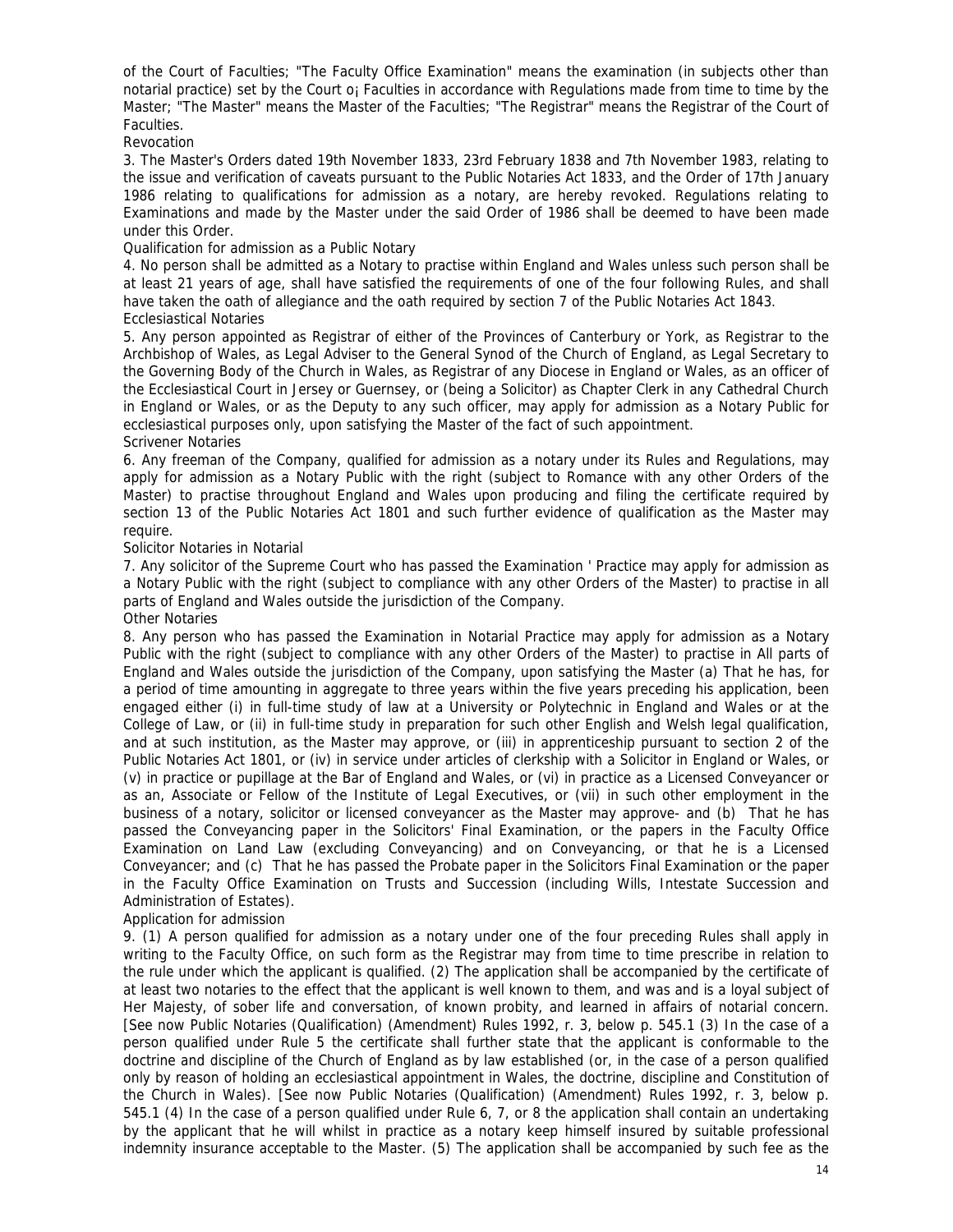of the Court of Faculties; "The Faculty Office Examination" means the examination (in subjects other than notarial practice) set by the Court o¡ Faculties in accordance with Regulations made from time to time by the Master; "The Master" means the Master of the Faculties; "The Registrar" means the Registrar of the Court of Faculties.

Revocation

3. The Master's Orders dated 19th November 1833, 23rd February 1838 and 7th November 1983, relating to the issue and verification of caveats pursuant to the Public Notaries Act 1833, and the Order of 17th January 1986 relating to qualifications for admission as a notary, are hereby revoked. Regulations relating to Examinations and made by the Master under the said Order of 1986 shall be deemed to have been made under this Order.

Qualification for admission as a Public Notary

4. No person shall be admitted as a Notary to practise within England and Wales unless such person shall be at least 21 years of age, shall have satisfied the requirements of one of the four following Rules, and shall have taken the oath of allegiance and the oath required by section 7 of the Public Notaries Act 1843.

Ecclesiastical Notaries

5. Any person appointed as Registrar of either of the Provinces of Canterbury or York, as Registrar to the Archbishop of Wales, as Legal Adviser to the General Synod of the Church of England, as Legal Secretary to the Governing Body of the Church in Wales, as Registrar of any Diocese in England or Wales, as an officer of the Ecclesiastical Court in Jersey or Guernsey, or (being a Solicitor) as Chapter Clerk in any Cathedral Church in England or Wales, or as the Deputy to any such officer, may apply for admission as a Notary Public for ecclesiastical purposes only, upon satisfying the Master of the fact of such appointment.

Scrivener Notaries

6. Any freeman of the Company, qualified for admission as a notary under its Rules and Regulations, may apply for admission as a Notary Public with the right (subject to Romance with any other Orders of the Master) to practise throughout England and Wales upon producing and filing the certificate required by section 13 of the Public Notaries Act 1801 and such further evidence of qualification as the Master may require.

Solicitor Notaries in Notarial

7. Any solicitor of the Supreme Court who has passed the Examination ' Practice may apply for admission as a Notary Public with the right (subject to compliance with any other Orders of the Master) to practise in all parts of England and Wales outside the jurisdiction of the Company.

Other Notaries

8. Any person who has passed the Examination in Notarial Practice may apply for admission as a Notary Public with the right (subject to compliance with any other Orders of the Master) to practise in All parts of England and Wales outside the jurisdiction of the Company, upon satisfying the Master (a) That he has, for a period of time amounting in aggregate to three years within the five years preceding his application, been engaged either (i) in full-time study of law at a University or Polytechnic in England and Wales or at the College of Law, or (ii) in full-time study in preparation for such other English and Welsh legal qualification, and at such institution, as the Master may approve, or (iii) in apprenticeship pursuant to section 2 of the Public Notaries Act 1801, or (iv) in service under articles of clerkship with a Solicitor in England or Wales, or (v) in practice or pupillage at the Bar of England and Wales, or (vi) in practice as a Licensed Conveyancer or as an, Associate or Fellow of the Institute of Legal Executives, or (vii) in such other employment in the business of a notary, solicitor or licensed conveyancer as the Master may approve- and (b) That he has passed the Conveyancing paper in the Solicitors' Final Examination, or the papers in the Faculty Office Examination on Land Law (excluding Conveyancing) and on Conveyancing, or that he is a Licensed Conveyancer; and (c) That he has passed the Probate paper in the Solicitors Final Examination or the paper in the Faculty Office Examination on Trusts and Succession (including Wills, Intestate Succession and Administration of Estates).

Application for admission

9. (1) A person qualified for admission as a notary under one of the four preceding Rules shall apply in writing to the Faculty Office, on such form as the Registrar may from time to time prescribe in relation to the rule under which the applicant is qualified. (2) The application shall be accompanied by the certificate of at least two notaries to the effect that the applicant is well known to them, and was and is a loyal subject of Her Majesty, of sober life and conversation, of known probity, and learned in affairs of notarial concern. [See now Public Notaries (Qualification) (Amendment) Rules 1992, r. 3, below p. 545.1 (3) In the case of a person qualified under Rule 5 the certificate shall further state that the applicant is conformable to the doctrine and discipline of the Church of England as by law established (or, in the case of a person qualified only by reason of holding an ecclesiastical appointment in Wales, the doctrine, discipline and Constitution of the Church in Wales). [See now Public Notaries (Qualification) (Amendment) Rules 1992, r. 3, below p. 545.1 (4) In the case of a person qualified under Rule 6, 7, or 8 the application shall contain an undertaking by the applicant that he will whilst in practice as a notary keep himself insured by suitable professional indemnity insurance acceptable to the Master. (5) The application shall be accompanied by such fee as the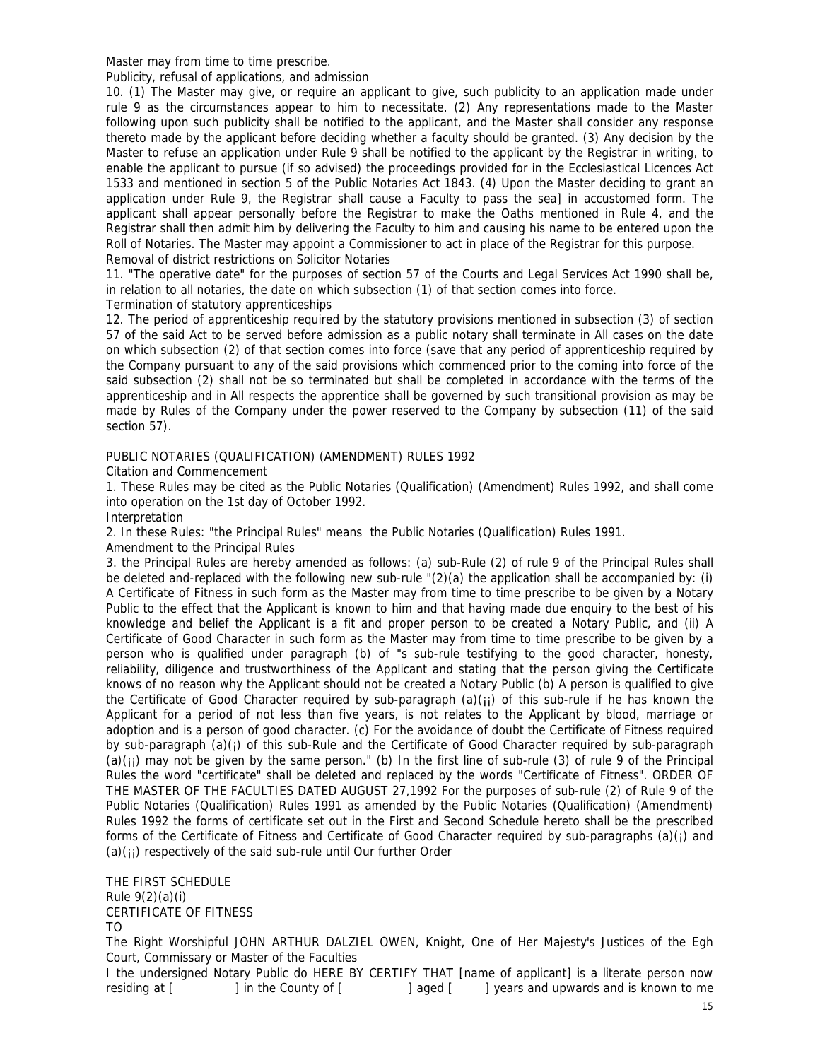Master may from time to time prescribe.

Publicity, refusal of applications, and admission

10. (1) The Master may give, or require an applicant to give, such publicity to an application made under rule 9 as the circumstances appear to him to necessitate. (2) Any representations made to the Master following upon such publicity shall be notified to the applicant, and the Master shall consider any response thereto made by the applicant before deciding whether a faculty should be granted. (3) Any decision by the Master to refuse an application under Rule 9 shall be notified to the applicant by the Registrar in writing, to enable the applicant to pursue (if so advised) the proceedings provided for in the Ecclesiastical Licences Act 1533 and mentioned in section 5 of the Public Notaries Act 1843. (4) Upon the Master deciding to grant an application under Rule 9, the Registrar shall cause a Faculty to pass the sea] in accustomed form. The applicant shall appear personally before the Registrar to make the Oaths mentioned in Rule 4, and the Registrar shall then admit him by delivering the Faculty to him and causing his name to be entered upon the Roll of Notaries. The Master may appoint a Commissioner to act in place of the Registrar for this purpose.

Removal of district restrictions on Solicitor Notaries

11. "The operative date" for the purposes of section 57 of the Courts and Legal Services Act 1990 shall be, in relation to all notaries, the date on which subsection (1) of that section comes into force.

Termination of statutory apprenticeships

12. The period of apprenticeship required by the statutory provisions mentioned in subsection (3) of section 57 of the said Act to be served before admission as a public notary shall terminate in All cases on the date on which subsection (2) of that section comes into force (save that any period of apprenticeship required by the Company pursuant to any of the said provisions which commenced prior to the coming into force of the said subsection (2) shall not be so terminated but shall be completed in accordance with the terms of the apprenticeship and in All respects the apprentice shall be governed by such transitional provision as may be made by Rules of the Company under the power reserved to the Company by subsection (11) of the said section 57).

PUBLIC NOTARIES (QUALIFICATION) (AMENDMENT) RULES 1992

Citation and Commencement

1. These Rules may be cited as the Public Notaries (Qualification) (Amendment) Rules 1992, and shall come into operation on the 1st day of October 1992.

Interpretation

2. In these Rules: "the Principal Rules" means the Public Notaries (Qualification) Rules 1991.

Amendment to the Principal Rules

3. the Principal Rules are hereby amended as follows: (a) sub-Rule (2) of rule 9 of the Principal Rules shall be deleted and-replaced with the following new sub-rule "(2)(a) the application shall be accompanied by: (i) A Certificate of Fitness in such form as the Master may from time to time prescribe to be given by a Notary Public to the effect that the Applicant is known to him and that having made due enquiry to the best of his knowledge and belief the Applicant is a fit and proper person to be created a Notary Public, and (ii) A Certificate of Good Character in such form as the Master may from time to time prescribe to be given by a person who is qualified under paragraph (b) of "s sub-rule testifying to the good character, honesty, reliability, diligence and trustworthiness of the Applicant and stating that the person giving the Certificate knows of no reason why the Applicant should not be created a Notary Public (b) A person is qualified to give the Certificate of Good Character required by sub-paragraph (a)(¡¡) of this sub-rule if he has known the Applicant for a period of not less than five years, is not relates to the Applicant by blood, marriage or adoption and is a person of good character. (c) For the avoidance of doubt the Certificate of Fitness required by sub-paragraph (a)(¡) of this sub-Rule and the Certificate of Good Character required by sub-paragraph (a)(¡¡) may not be given by the same person." (b) In the first line of sub-rule (3) of rule 9 of the Principal Rules the word "certificate" shall be deleted and replaced by the words "Certificate of Fitness". ORDER OF THE MASTER OF THE FACULTIES DATED AUGUST 27,1992 For the purposes of sub-rule (2) of Rule 9 of the Public Notaries (Qualification) Rules 1991 as amended by the Public Notaries (Qualification) (Amendment) Rules 1992 the forms of certificate set out in the First and Second Schedule hereto shall be the prescribed forms of the Certificate of Fitness and Certificate of Good Character required by sub-paragraphs (a)(¡) and (a)(¡¡) respectively of the said sub-rule until Our further Order

THE FIRST SCHEDULE

Rule 9(2)(a)(i)

CERTIFICATE OF FITNESS

TO

The Right Worshipful JOHN ARTHUR DALZIEL OWEN, Knight, One of Her Majesty's Justices of the Egh Court, Commissary or Master of the Faculties

I the undersigned Notary Public do HERE BY CERTIFY THAT [name of applicant] is a literate person now residing at [ ] in the County of [ ] aged [ ] years and upwards and is known to me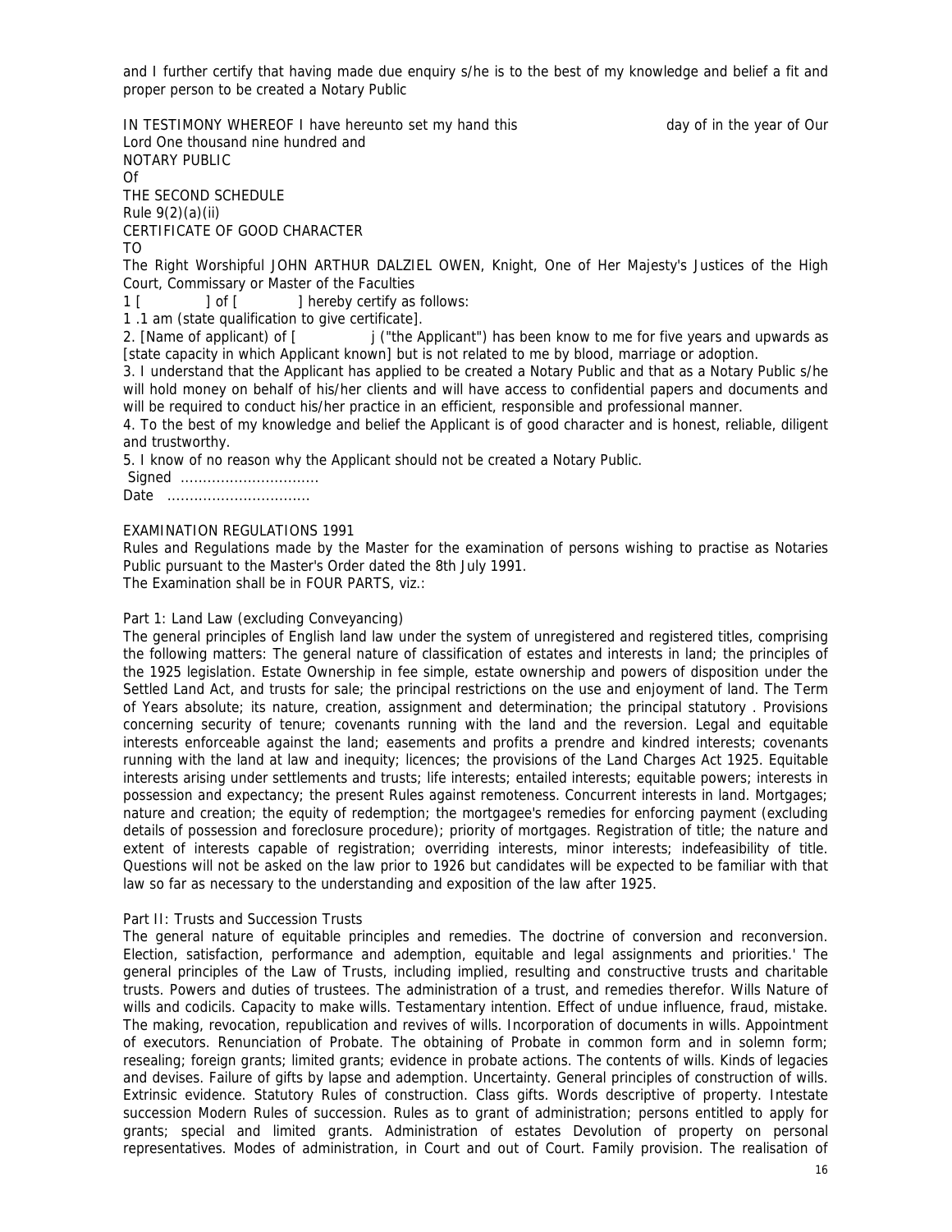and I further certify that having made due enquiry s/he is to the best of my knowledge and belief a fit and proper person to be created a Notary Public

IN TESTIMONY WHEREOF I have hereunto set my hand this day of in the year of Our Lord One thousand nine hundred and

NOTARY PUBLIC

Of

THE SECOND SCHEDULE

Rule 9(2)(a)(ii)

CERTIFICATE OF GOOD CHARACTER

TO

The Right Worshipful JOHN ARTHUR DALZIEL OWEN, Knight, One of Her Majesty's Justices of the High Court, Commissary or Master of the Faculties

1 [ ] of [ ] hereby certify as follows:

1 .1 am (state qualification to give certificate].

2. [Name of applicant) of [ j ("the Applicant") has been know to me for five years and upwards as [state capacity in which Applicant known] but is not related to me by blood, marriage or adoption.

3. I understand that the Applicant has applied to be created a Notary Public and that as a Notary Public s/he will hold money on behalf of his/her clients and will have access to confidential papers and documents and will be required to conduct his/her practice in an efficient, responsible and professional manner.

4. To the best of my knowledge and belief the Applicant is of good character and is honest, reliable, diligent and trustworthy.

5. I know of no reason why the Applicant should not be created a Notary Public.

Signed ...............................

Date ................................

EXAMINATION REGULATIONS 1991

Rules and Regulations made by the Master for the examination of persons wishing to practise as Notaries Public pursuant to the Master's Order dated the 8th July 1991.

The Examination shall be in FOUR PARTS, viz.:

Part 1: Land Law (excluding Conveyancing)

The general principles of English land law under the system of unregistered and registered titles, comprising the following matters: The general nature of classification of estates and interests in land; the principles of the 1925 legislation. Estate Ownership in fee simple, estate ownership and powers of disposition under the Settled Land Act, and trusts for sale; the principal restrictions on the use and enjoyment of land. The Term of Years absolute; its nature, creation, assignment and determination; the principal statutory . Provisions concerning security of tenure; covenants running with the land and the reversion. Legal and equitable interests enforceable against the land; easements and profits a prendre and kindred interests; covenants running with the land at law and inequity; licences; the provisions of the Land Charges Act 1925. Equitable interests arising under settlements and trusts; life interests; entailed interests; equitable powers; interests in possession and expectancy; the present Rules against remoteness. Concurrent interests in land. Mortgages; nature and creation; the equity of redemption; the mortgagee's remedies for enforcing payment (excluding details of possession and foreclosure procedure); priority of mortgages. Registration of title; the nature and extent of interests capable of registration; overriding interests, minor interests; indefeasibility of title. Questions will not be asked on the law prior to 1926 but candidates will be expected to be familiar with that law so far as necessary to the understanding and exposition of the law after 1925.

Part II: Trusts and Succession Trusts

The general nature of equitable principles and remedies. The doctrine of conversion and reconversion. Election, satisfaction, performance and ademption, equitable and legal assignments and priorities.' The general principles of the Law of Trusts, including implied, resulting and constructive trusts and charitable trusts. Powers and duties of trustees. The administration of a trust, and remedies therefor. Wills Nature of wills and codicils. Capacity to make wills. Testamentary intention. Effect of undue influence, fraud, mistake. The making, revocation, republication and revives of wills. Incorporation of documents in wills. Appointment of executors. Renunciation of Probate. The obtaining of Probate in common form and in solemn form; resealing; foreign grants; limited grants; evidence in probate actions. The contents of wills. Kinds of legacies and devises. Failure of gifts by lapse and ademption. Uncertainty. General principles of construction of wills. Extrinsic evidence. Statutory Rules of construction. Class gifts. Words descriptive of property. Intestate succession Modern Rules of succession. Rules as to grant of administration; persons entitled to apply for grants; special and limited grants. Administration of estates Devolution of property on personal representatives. Modes of administration, in Court and out of Court. Family provision. The realisation of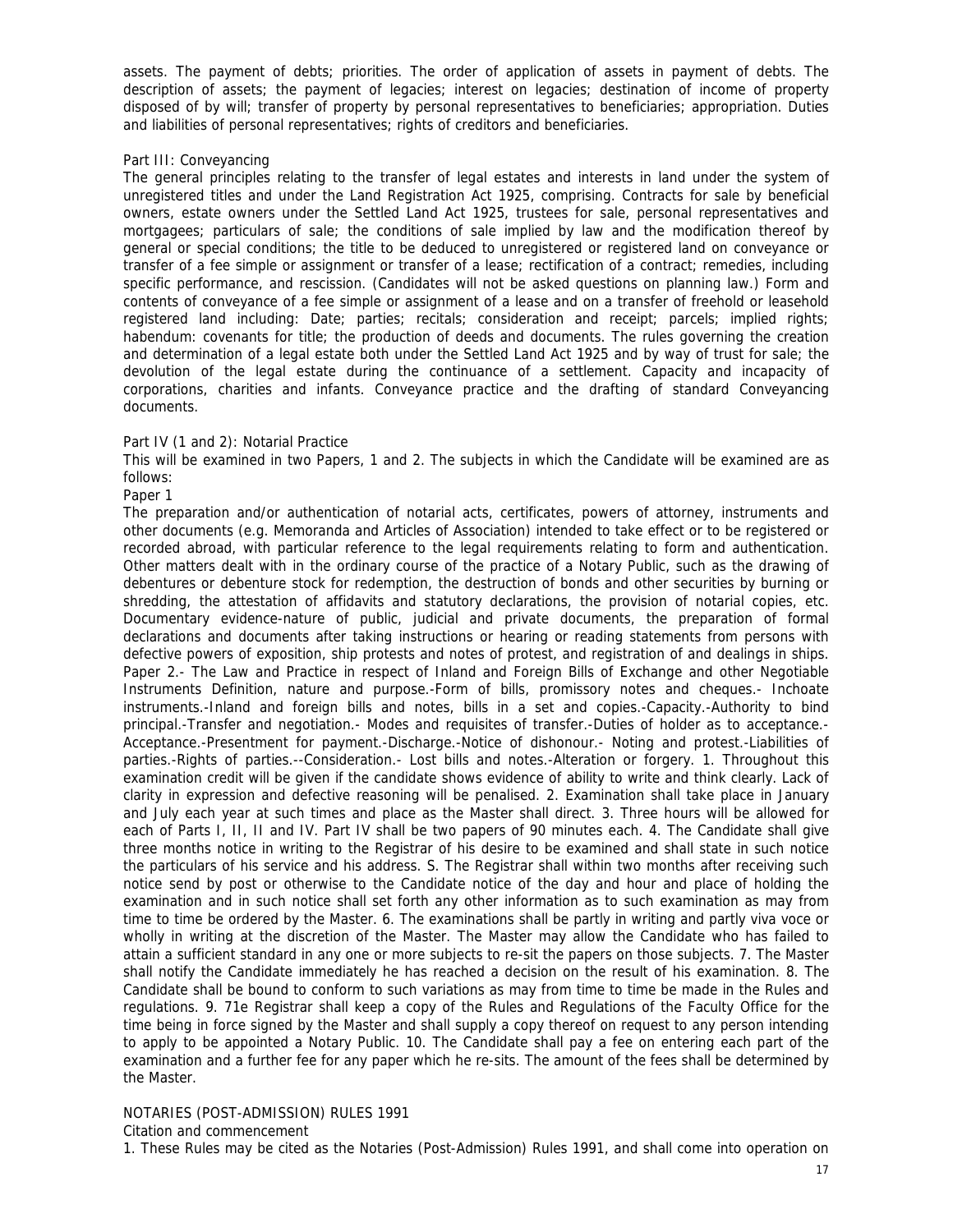assets. The payment of debts; priorities. The order of application of assets in payment of debts. The description of assets; the payment of legacies; interest on legacies; destination of income of property disposed of by will; transfer of property by personal representatives to beneficiaries; appropriation. Duties and liabilities of personal representatives; rights of creditors and beneficiaries.

Part III: Conveyancing

The general principles relating to the transfer of legal estates and interests in land under the system of unregistered titles and under the Land Registration Act 1925, comprising. Contracts for sale by beneficial owners, estate owners under the Settled Land Act 1925, trustees for sale, personal representatives and mortgagees; particulars of sale; the conditions of sale implied by law and the modification thereof by general or special conditions; the title to be deduced to unregistered or registered land on conveyance or transfer of a fee simple or assignment or transfer of a lease; rectification of a contract; remedies, including specific performance, and rescission. (Candidates will not be asked questions on planning law.) Form and contents of conveyance of a fee simple or assignment of a lease and on a transfer of freehold or leasehold registered land including: Date; parties; recitals; consideration and receipt; parcels; implied rights; habendum: covenants for title; the production of deeds and documents. The rules governing the creation and determination of a legal estate both under the Settled Land Act 1925 and by way of trust for sale; the devolution of the legal estate during the continuance of a settlement. Capacity and incapacity of corporations, charities and infants. Conveyance practice and the drafting of standard Conveyancing documents.

Part IV (1 and 2): Notarial Practice

This will be examined in two Papers, 1 and 2. The subjects in which the Candidate will be examined are as follows:

Paper 1

The preparation and/or authentication of notarial acts, certificates, powers of attorney, instruments and other documents (e.g. Memoranda and Articles of Association) intended to take effect or to be registered or recorded abroad, with particular reference to the legal requirements relating to form and authentication. Other matters dealt with in the ordinary course of the practice of a Notary Public, such as the drawing of debentures or debenture stock for redemption, the destruction of bonds and other securities by burning or shredding, the attestation of affidavits and statutory declarations, the provision of notarial copies, etc. Documentary evidence-nature of public, judicial and private documents, the preparation of formal declarations and documents after taking instructions or hearing or reading statements from persons with defective powers of exposition, ship protests and notes of protest, and registration of and dealings in ships. Paper 2.- The Law and Practice in respect of Inland and Foreign Bills of Exchange and other Negotiable Instruments Definition, nature and purpose.-Form of bills, promissory notes and cheques.- Inchoate instruments.-Inland and foreign bills and notes, bills in a set and copies.-Capacity.-Authority to bind principal.-Transfer and negotiation.- Modes and requisites of transfer.-Duties of holder as to acceptance.- Acceptance.-Presentment for payment.-Discharge.-Notice of dishonour.- Noting and protest.-Liabilities of parties.-Rights of parties.--Consideration.- Lost bills and notes.-Alteration or forgery. 1. Throughout this examination credit will be given if the candidate shows evidence of ability to write and think clearly. Lack of clarity in expression and defective reasoning will be penalised. 2. Examination shall take place in January and July each year at such times and place as the Master shall direct. 3. Three hours will be allowed for each of Parts I, II, II and IV. Part IV shall be two papers of 90 minutes each. 4. The Candidate shall give three months notice in writing to the Registrar of his desire to be examined and shall state in such notice the particulars of his service and his address. S. The Registrar shall within two months after receiving such notice send by post or otherwise to the Candidate notice of the day and hour and place of holding the examination and in such notice shall set forth any other information as to such examination as may from time to time be ordered by the Master. 6. The examinations shall be partly in writing and partly viva voce or wholly in writing at the discretion of the Master. The Master may allow the Candidate who has failed to attain a sufficient standard in any one or more subjects to re-sit the papers on those subjects. 7. The Master shall notify the Candidate immediately he has reached a decision on the result of his examination. 8. The Candidate shall be bound to conform to such variations as may from time to time be made in the Rules and regulations. 9. 71e Registrar shall keep a copy of the Rules and Regulations of the Faculty Office for the time being in force signed by the Master and shall supply a copy thereof on request to any person intending to apply to be appointed a Notary Public. 10. The Candidate shall pay a fee on entering each part of the examination and a further fee for any paper which he re-sits. The amount of the fees shall be determined by the Master.

## NOTARIES (POST-ADMISSION) RULES 1991

Citation and commencement

1. These Rules may be cited as the Notaries (Post-Admission) Rules 1991, and shall come into operation on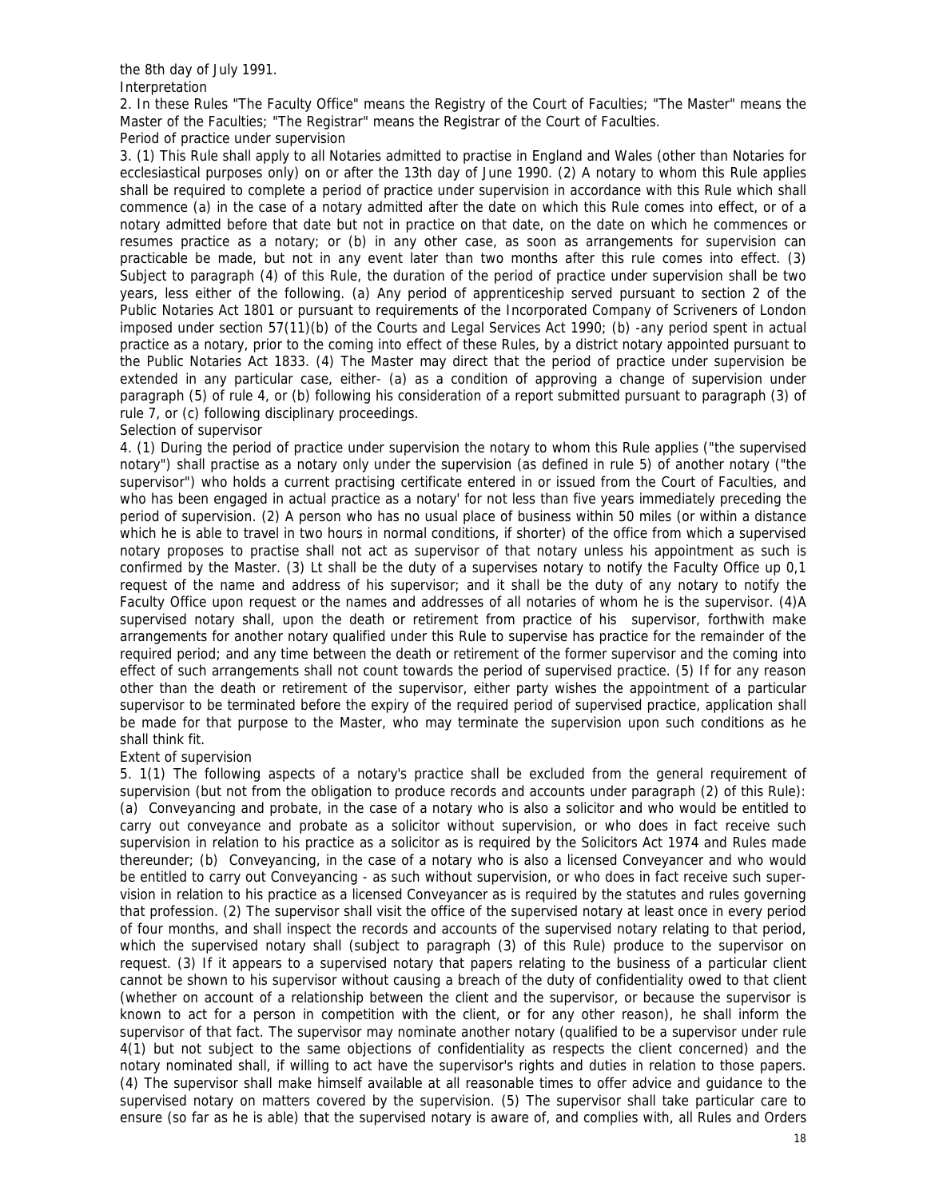the 8th day of July 1991.

Interpretation

2. In these Rules "The Faculty Office" means the Registry of the Court of Faculties; "The Master" means the Master of the Faculties; "The Registrar" means the Registrar of the Court of Faculties.

Period of practice under supervision

3. (1) This Rule shall apply to all Notaries admitted to practise in England and Wales (other than Notaries for ecclesiastical purposes only) on or after the 13th day of June 1990. (2) A notary to whom this Rule applies shall be required to complete a period of practice under supervision in accordance with this Rule which shall commence (a) in the case of a notary admitted after the date on which this Rule comes into effect, or of a notary admitted before that date but not in practice on that date, on the date on which he commences or resumes practice as a notary; or (b) in any other case, as soon as arrangements for supervision can practicable be made, but not in any event later than two months after this rule comes into effect. (3) Subject to paragraph (4) of this Rule, the duration of the period of practice under supervision shall be two years, less either of the following. (a) Any period of apprenticeship served pursuant to section 2 of the Public Notaries Act 1801 or pursuant to requirements of the Incorporated Company of Scriveners of London imposed under section 57(11)(b) of the Courts and Legal Services Act 1990; (b) -any period spent in actual practice as a notary, prior to the coming into effect of these Rules, by a district notary appointed pursuant to the Public Notaries Act 1833. (4) The Master may direct that the period of practice under supervision be extended in any particular case, either- (a) as a condition of approving a change of supervision under paragraph (5) of rule 4, or (b) following his consideration of a report submitted pursuant to paragraph (3) of rule 7, or (c) following disciplinary proceedings.

Selection of supervisor

4. (1) During the period of practice under supervision the notary to whom this Rule applies ("the supervised notary") shall practise as a notary only under the supervision (as defined in rule 5) of another notary ("the supervisor") who holds a current practising certificate entered in or issued from the Court of Faculties, and who has been engaged in actual practice as a notary' for not less than five years immediately preceding the period of supervision. (2) A person who has no usual place of business within 50 miles (or within a distance which he is able to travel in two hours in normal conditions, if shorter) of the office from which a supervised notary proposes to practise shall not act as supervisor of that notary unless his appointment as such is confirmed by the Master. (3) Lt shall be the duty of a supervises notary to notify the Faculty Office up 0,1 request of the name and address of his supervisor; and it shall be the duty of any notary to notify the Faculty Office upon request or the names and addresses of all notaries of whom he is the supervisor. (4)A supervised notary shall, upon the death or retirement from practice of his supervisor, forthwith make arrangements for another notary qualified under this Rule to supervise has practice for the remainder of the required period; and any time between the death or retirement of the former supervisor and the coming into effect of such arrangements shall not count towards the period of supervised practice. (5) If for any reason other than the death or retirement of the supervisor, either party wishes the appointment of a particular supervisor to be terminated before the expiry of the required period of supervised practice, application shall be made for that purpose to the Master, who may terminate the supervision upon such conditions as he shall think fit.

Extent of supervision

5. 1(1) The following aspects of a notary's practice shall be excluded from the general requirement of supervision (but not from the obligation to produce records and accounts under paragraph (2) of this Rule): (a) Conveyancing and probate, in the case of a notary who is also a solicitor and who would be entitled to carry out conveyance and probate as a solicitor without supervision, or who does in fact receive such supervision in relation to his practice as a solicitor as is required by the Solicitors Act 1974 and Rules made thereunder; (b) Conveyancing, in the case of a notary who is also a licensed Conveyancer and who would be entitled to carry out Conveyancing - as such without supervision, or who does in fact receive such supervision in relation to his practice as a licensed Conveyancer as is required by the statutes and rules governing that profession. (2) The supervisor shall visit the office of the supervised notary at least once in every period of four months, and shall inspect the records and accounts of the supervised notary relating to that period, which the supervised notary shall (subject to paragraph (3) of this Rule) produce to the supervisor on request. (3) If it appears to a supervised notary that papers relating to the business of a particular client cannot be shown to his supervisor without causing a breach of the duty of confidentiality owed to that client (whether on account of a relationship between the client and the supervisor, or because the supervisor is known to act for a person in competition with the client, or for any other reason), he shall inform the supervisor of that fact. The supervisor may nominate another notary (qualified to be a supervisor under rule 4(1) but not subject to the same objections of confidentiality as respects the client concerned) and the notary nominated shall, if willing to act have the supervisor's rights and duties in relation to those papers. (4) The supervisor shall make himself available at all reasonable times to offer advice and guidance to the supervised notary on matters covered by the supervision. (5) The supervisor shall take particular care to ensure (so far as he is able) that the supervised notary is aware of, and complies with, all Rules and Orders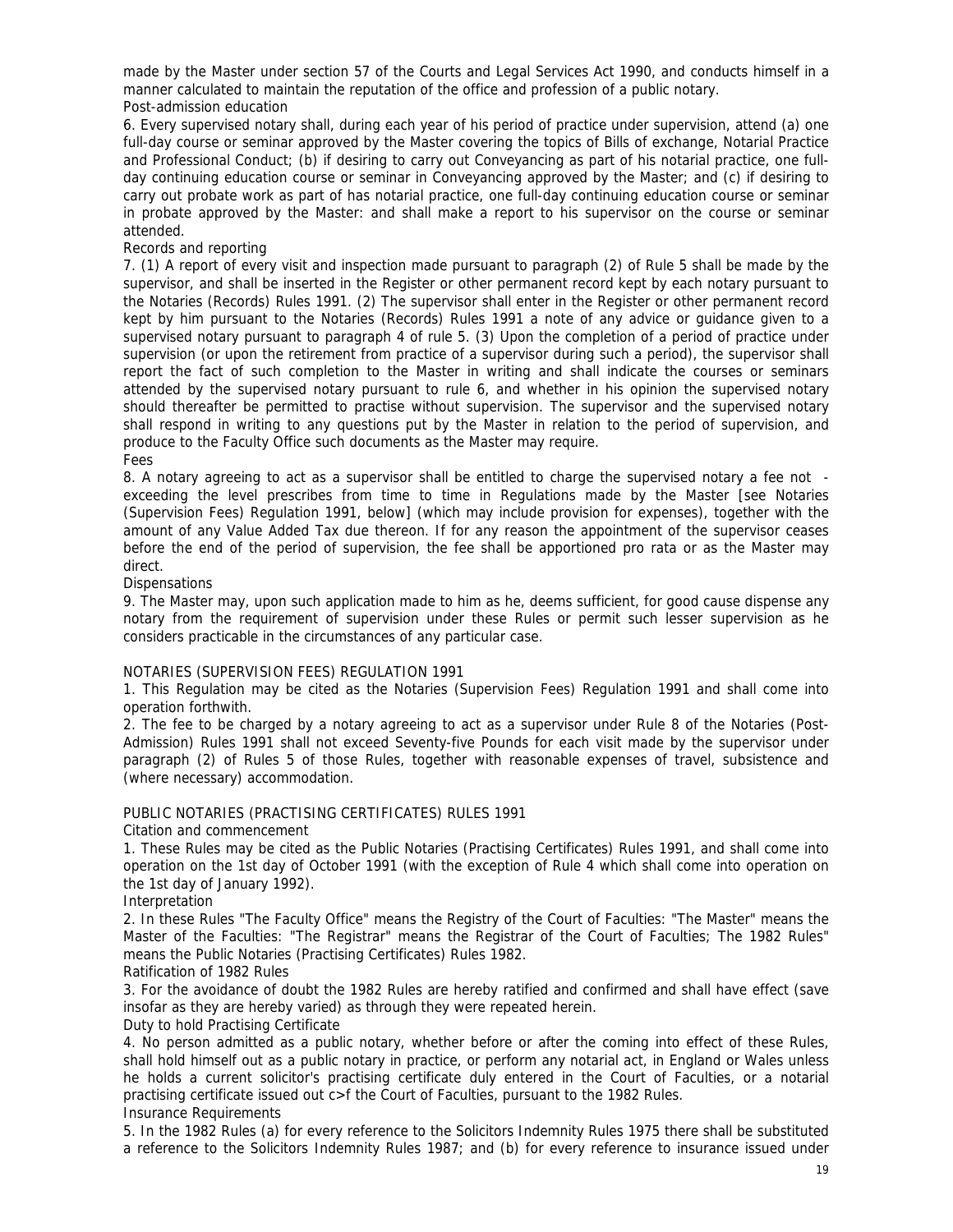made by the Master under section 57 of the Courts and Legal Services Act 1990, and conducts himself in a manner calculated to maintain the reputation of the office and profession of a public notary.

Post-admission education

6. Every supervised notary shall, during each year of his period of practice under supervision, attend (a) one full-day course or seminar approved by the Master covering the topics of Bills of exchange, Notarial Practice and Professional Conduct; (b) if desiring to carry out Conveyancing as part of his notarial practice, one full-day continuing education course or seminar in Conveyancing approved by the Master; and (c) if desiring to carry out probate work as part of has notarial practice, one full-day continuing education course or seminar in probate approved by the Master: and shall make a report to his supervisor on the course or seminar attended.

Records and reporting

7. (1) A report of every visit and inspection made pursuant to paragraph (2) of Rule 5 shall be made by the supervisor, and shall be inserted in the Register or other permanent record kept by each notary pursuant to the Notaries (Records) Rules 1991. (2) The supervisor shall enter in the Register or other permanent record kept by him pursuant to the Notaries (Records) Rules 1991 a note of any advice or guidance given to a supervised notary pursuant to paragraph 4 of rule 5. (3) Upon the completion of a period of practice under supervision (or upon the retirement from practice of a supervisor during such a period), the supervisor shall report the fact of such completion to the Master in writing and shall indicate the courses or seminars attended by the supervised notary pursuant to rule 6, and whether in his opinion the supervised notary should thereafter be permitted to practise without supervision. The supervisor and the supervised notary shall respond in writing to any questions put by the Master in relation to the period of supervision, and produce to the Faculty Office such documents as the Master may require.

Fees

8. A notary agreeing to act as a supervisor shall be entitled to charge the supervised notary a fee not - exceeding the level prescribes from time to time in Regulations made by the Master [see Notaries (Supervision Fees) Regulation 1991, below] (which may include provision for expenses), together with the amount of any Value Added Tax due thereon. If for any reason the appointment of the supervisor ceases before the end of the period of supervision, the fee shall be apportioned pro rata or as the Master may direct.

Dispensations

9. The Master may, upon such application made to him as he, deems sufficient, for good cause dispense any notary from the requirement of supervision under these Rules or permit such lesser supervision as he considers practicable in the circumstances of any particular case.

## NOTARIES (SUPERVISION FEES) REGULATION 1991

1. This Regulation may be cited as the Notaries (Supervision Fees) Regulation 1991 and shall come into operation forthwith.

2. The fee to be charged by a notary agreeing to act as a supervisor under Rule 8 of the Notaries (Post-Admission) Rules 1991 shall not exceed Seventy-five Pounds for each visit made by the supervisor under paragraph (2) of Rules 5 of those Rules, together with reasonable expenses of travel, subsistence and (where necessary) accommodation.

## PUBLIC NOTARIES (PRACTISING CERTIFICATES) RULES 1991

Citation and commencement

1. These Rules may be cited as the Public Notaries (Practising Certificates) Rules 1991, and shall come into operation on the 1st day of October 1991 (with the exception of Rule 4 which shall come into operation on the 1st day of January 1992).

Interpretation

2. In these Rules "The Faculty Office" means the Registry of the Court of Faculties: "The Master" means the Master of the Faculties: "The Registrar" means the Registrar of the Court of Faculties; The 1982 Rules" means the Public Notaries (Practising Certificates) Rules 1982.

Ratification of 1982 Rules

3. For the avoidance of doubt the 1982 Rules are hereby ratified and confirmed and shall have effect (save insofar as they are hereby varied) as through they were repeated herein.

Duty to hold Practising Certificate

4. No person admitted as a public notary, whether before or after the coming into effect of these Rules, shall hold himself out as a public notary in practice, or perform any notarial act, in England or Wales unless he holds a current solicitor's practising certificate duly entered in the Court of Faculties, or a notarial practising certificate issued out c>f the Court of Faculties, pursuant to the 1982 Rules.

Insurance Requirements

5. In the 1982 Rules (a) for every reference to the Solicitors Indemnity Rules 1975 there shall be substituted a reference to the Solicitors Indemnity Rules 1987; and (b) for every reference to insurance issued under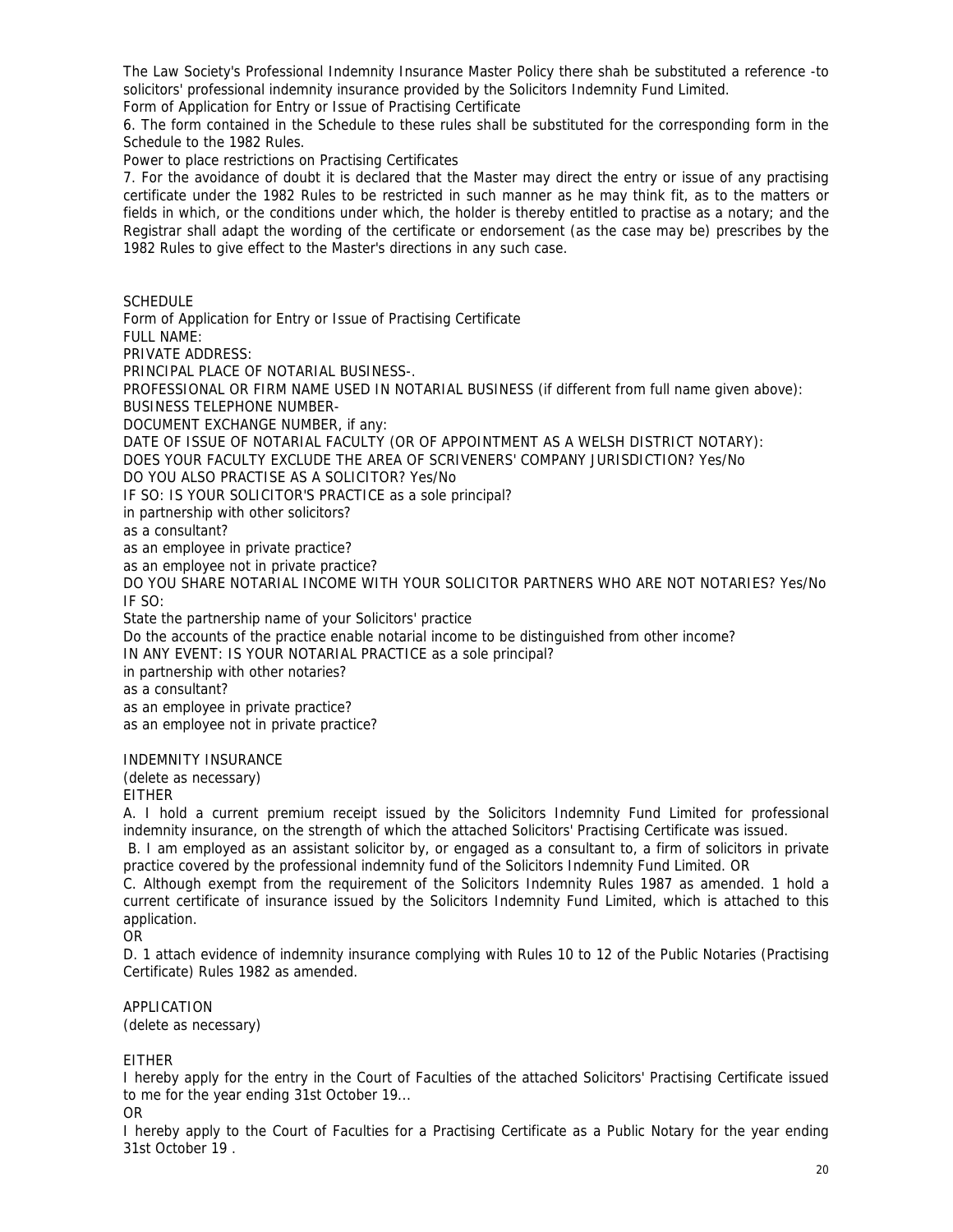The Law Society's Professional Indemnity Insurance Master Policy there shah be substituted a reference -to solicitors' professional indemnity insurance provided by the Solicitors Indemnity Fund Limited.

Form of Application for Entry or Issue of Practising Certificate

6. The form contained in the Schedule to these rules shall be substituted for the corresponding form in the Schedule to the 1982 Rules.

Power to place restrictions on Practising Certificates

7. For the avoidance of doubt it is declared that the Master may direct the entry or issue of any practising certificate under the 1982 Rules to be restricted in such manner as he may think fit, as to the matters or fields in which, or the conditions under which, the holder is thereby entitled to practise as a notary; and the Registrar shall adapt the wording of the certificate or endorsement (as the case may be) prescribes by the 1982 Rules to give effect to the Master's directions in any such case.

SCHEDULE

Form of Application for Entry or Issue of Practising Certificate

FULL NAME:

PRIVATE ADDRESS:

PRINCIPAL PLACE OF NOTARIAL BUSINESS-.

PROFESSIONAL OR FIRM NAME USED IN NOTARIAL BUSINESS (if different from full name given above):

BUSINESS TELEPHONE NUMBER-

DOCUMENT EXCHANGE NUMBER, if any:

DATE OF ISSUE OF NOTARIAL FACULTY (OR OF APPOINTMENT AS A WELSH DISTRICT NOTARY):

DOES YOUR FACULTY EXCLUDE THE AREA OF SCRIVENERS' COMPANY JURISDICTION? Yes/No

DO YOU ALSO PRACTISE AS A SOLICITOR? Yes/No

IF SO: IS YOUR SOLICITOR'S PRACTICE as a sole principal?

in partnership with other solicitors?

as a consultant?

as an employee in private practice?

as an employee not in private practice?

DO YOU SHARE NOTARIAL INCOME WITH YOUR SOLICITOR PARTNERS WHO ARE NOT NOTARIES? Yes/No

IF SO:

State the partnership name of your Solicitors' practice

Do the accounts of the practice enable notarial income to be distinguished from other income?

IN ANY EVENT: IS YOUR NOTARIAL PRACTICE as a sole principal?

in partnership with other notaries?

as a consultant?

as an employee in private practice?

as an employee not in private practice?

INDEMNITY INSURANCE

(delete as necessary)

EITHER

A. I hold a current premium receipt issued by the Solicitors Indemnity Fund Limited for professional indemnity insurance, on the strength of which the attached Solicitors' Practising Certificate was issued.

B. I am employed as an assistant solicitor by, or engaged as a consultant to, a firm of solicitors in private practice covered by the professional indemnity fund of the Solicitors Indemnity Fund Limited. OR

C. Although exempt from the requirement of the Solicitors Indemnity Rules 1987 as amended. 1 hold a current certificate of insurance issued by the Solicitors Indemnity Fund Limited, which is attached to this application.

OR

D. 1 attach evidence of indemnity insurance complying with Rules 10 to 12 of the Public Notaries (Practising Certificate) Rules 1982 as amended.

APPLICATION

(delete as necessary)

EITHER

I hereby apply for the entry in the Court of Faculties of the attached Solicitors' Practising Certificate issued to me for the year ending 31st October 19...

OR

I hereby apply to the Court of Faculties for a Practising Certificate as a Public Notary for the year ending 31st October 19 .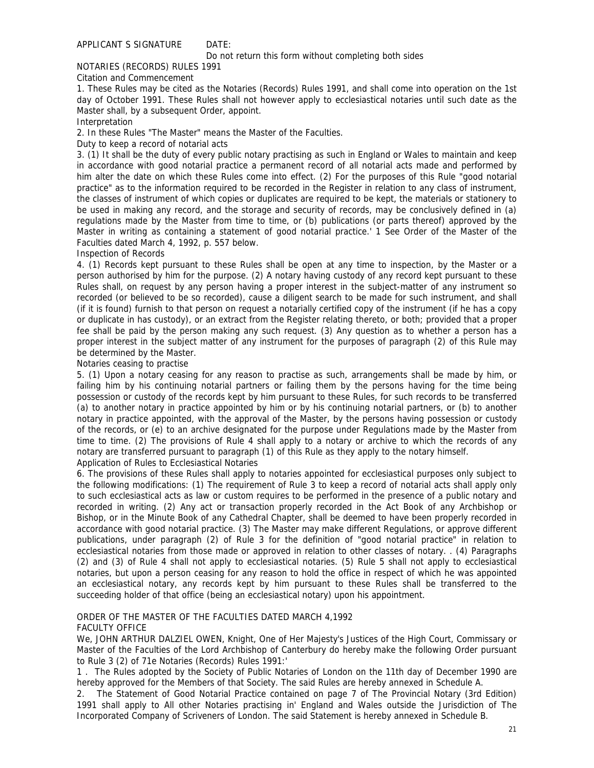APPLICANT S SIGNATURE DATE:

Do not return this form without completing both sides

## NOTARIES (RECORDS) RULES 1991

### Citation and Commencement

1. These Rules may be cited as the Notaries (Records) Rules 1991, and shall come into operation on the 1st day of October 1991. These Rules shall not however apply to ecclesiastical notaries until such date as the Master shall, by a subsequent Order, appoint.

### Interpretation

2. In these Rules "The Master" means the Master of the Faculties.

### Duty to keep a record of notarial acts

3. (1) It shall be the duty of every public notary practising as such in England or Wales to maintain and keep in accordance with good notarial practice a permanent record of all notarial acts made and performed by him alter the date on which these Rules come into effect. (2) For the purposes of this Rule "good notarial practice" as to the information required to be recorded in the Register in relation to any class of instrument, the classes of instrument of which copies or duplicates are required to be kept, the materials or stationery to be used in making any record, and the storage and security of records, may be conclusively defined in (a) regulations made by the Master from time to time, or (b) publications (or parts thereof) approved by the Master in writing as containing a statement of good notarial practice.' 1 See Order of the Master of the Faculties dated March 4, 1992, p. 557 below.

### Inspection of Records

4. (1) Records kept pursuant to these Rules shall be open at any time to inspection, by the Master or a person authorised by him for the purpose. (2) A notary having custody of any record kept pursuant to these Rules shall, on request by any person having a proper interest in the subject-matter of any instrument so recorded (or believed to be so recorded), cause a diligent search to be made for such instrument, and shall (if it is found) furnish to that person on request a notarially certified copy of the instrument (if he has a copy or duplicate in has custody), or an extract from the Register relating thereto, or both; provided that a proper fee shall be paid by the person making any such request. (3) Any question as to whether a person has a proper interest in the subject matter of any instrument for the purposes of paragraph (2) of this Rule may be determined by the Master.

### Notaries ceasing to practise

5. (1) Upon a notary ceasing for any reason to practise as such, arrangements shall be made by him, or failing him by his continuing notarial partners or failing them by the persons having for the time being possession or custody of the records kept by him pursuant to these Rules, for such records to be transferred (a) to another notary in practice appointed by him or by his continuing notarial partners, or (b) to another notary in practice appointed, with the approval of the Master, by the persons having possession or custody of the records, or (e) to an archive designated for the purpose under Regulations made by the Master from time to time. (2) The provisions of Rule 4 shall apply to a notary or archive to which the records of any notary are transferred pursuant to paragraph (1) of this Rule as they apply to the notary himself.

### Application of Rules to Ecclesiastical Notaries

6. The provisions of these Rules shall apply to notaries appointed for ecclesiastical purposes only subject to the following modifications: (1) The requirement of Rule 3 to keep a record of notarial acts shall apply only to such ecclesiastical acts as law or custom requires to be performed in the presence of a public notary and recorded in writing. (2) Any act or transaction properly recorded in the Act Book of any Archbishop or Bishop, or in the Minute Book of any Cathedral Chapter, shall be deemed to have been properly recorded in accordance with good notarial practice. (3) The Master may make different Regulations, or approve different publications, under paragraph (2) of Rule 3 for the definition of "good notarial practice" in relation to ecclesiastical notaries from those made or approved in relation to other classes of notary. . (4) Paragraphs (2) and (3) of Rule 4 shall not apply to ecclesiastical notaries. (5) Rule 5 shall not apply to ecclesiastical notaries, but upon a person ceasing for any reason to hold the office in respect of which he was appointed an ecclesiastical notary, any records kept by him pursuant to these Rules shall be transferred to the succeeding holder of that office (being an ecclesiastical notary) upon his appointment.

## ORDER OF THE MASTER OF THE FACULTIES DATED MARCH 4,1992

### FACULTY OFFICE

We, JOHN ARTHUR DALZIEL OWEN, Knight, One of Her Majesty's Justices of the High Court, Commissary or Master of the Faculties of the Lord Archbishop of Canterbury do hereby make the following Order pursuant to Rule 3 (2) of 71e Notaries (Records) Rules 1991:'

1 . The Rules adopted by the Society of Public Notaries of London on the 11th day of December 1990 are hereby approved for the Members of that Society. The said Rules are hereby annexed in Schedule A.

2. The Statement of Good Notarial Practice contained on page 7 of The Provincial Notary (3rd Edition) 1991 shall apply to All other Notaries practising in' England and Wales outside the Jurisdiction of The Incorporated Company of Scriveners of London. The said Statement is hereby annexed in Schedule B.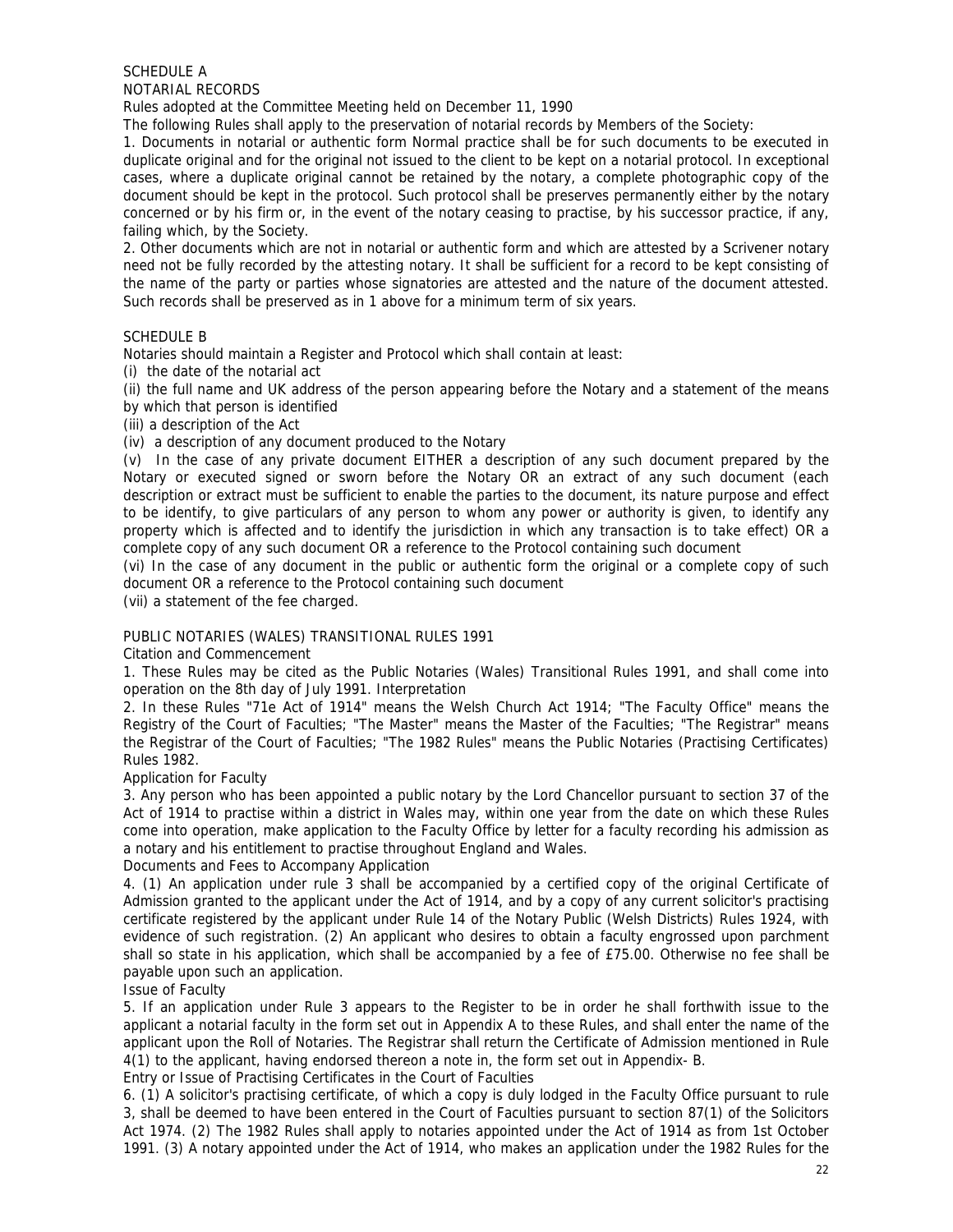SCHEDULE A

NOTARIAL RECORDS

Rules adopted at the Committee Meeting held on December 11, 1990

The following Rules shall apply to the preservation of notarial records by Members of the Society:

1. Documents in notarial or authentic form Normal practice shall be for such documents to be executed in duplicate original and for the original not issued to the client to be kept on a notarial protocol. In exceptional cases, where a duplicate original cannot be retained by the notary, a complete photographic copy of the document should be kept in the protocol. Such protocol shall be preserves permanently either by the notary concerned or by his firm or, in the event of the notary ceasing to practise, by his successor practice, if any, failing which, by the Society.

2. Other documents which are not in notarial or authentic form and which are attested by a Scrivener notary need not be fully recorded by the attesting notary. It shall be sufficient for a record to be kept consisting of the name of the party or parties whose signatories are attested and the nature of the document attested. Such records shall be preserved as in 1 above for a minimum term of six years.

SCHEDULE B

Notaries should maintain a Register and Protocol which shall contain at least:

(i) the date of the notarial act

(ii) the full name and UK address of the person appearing before the Notary and a statement of the means by which that person is identified

(iii) a description of the Act

(iv) a description of any document produced to the Notary

(v) In the case of any private document EITHER a description of any such document prepared by the Notary or executed signed or sworn before the Notary OR an extract of any such document (each description or extract must be sufficient to enable the parties to the document, its nature purpose and effect to be identify, to give particulars of any person to whom any power or authority is given, to identify any property which is affected and to identify the jurisdiction in which any transaction is to take effect) OR a complete copy of any such document OR a reference to the Protocol containing such document

(vi) In the case of any document in the public or authentic form the original or a complete copy of such document OR a reference to the Protocol containing such document

(vii) a statement of the fee charged.

PUBLIC NOTARIES (WALES) TRANSITIONAL RULES 1991

Citation and Commencement

1. These Rules may be cited as the Public Notaries (Wales) Transitional Rules 1991, and shall come into operation on the 8th day of July 1991. Interpretation

2. In these Rules "71e Act of 1914" means the Welsh Church Act 1914; "The Faculty Office" means the Registry of the Court of Faculties; "The Master" means the Master of the Faculties; "The Registrar" means the Registrar of the Court of Faculties; "The 1982 Rules" means the Public Notaries (Practising Certificates) Rules 1982.

Application for Faculty

3. Any person who has been appointed a public notary by the Lord Chancellor pursuant to section 37 of the Act of 1914 to practise within a district in Wales may, within one year from the date on which these Rules come into operation, make application to the Faculty Office by letter for a faculty recording his admission as a notary and his entitlement to practise throughout England and Wales.

Documents and Fees to Accompany Application

4. (1) An application under rule 3 shall be accompanied by a certified copy of the original Certificate of Admission granted to the applicant under the Act of 1914, and by a copy of any current solicitor's practising certificate registered by the applicant under Rule 14 of the Notary Public (Welsh Districts) Rules 1924, with evidence of such registration. (2) An applicant who desires to obtain a faculty engrossed upon parchment shall so state in his application, which shall be accompanied by a fee of £75.00. Otherwise no fee shall be payable upon such an application.

Issue of Faculty

5. If an application under Rule 3 appears to the Register to be in order he shall forthwith issue to the applicant a notarial faculty in the form set out in Appendix A to these Rules, and shall enter the name of the applicant upon the Roll of Notaries. The Registrar shall return the Certificate of Admission mentioned in Rule 4(1) to the applicant, having endorsed thereon a note in, the form set out in Appendix- B.

Entry or Issue of Practising Certificates in the Court of Faculties

6. (1) A solicitor's practising certificate, of which a copy is duly lodged in the Faculty Office pursuant to rule 3, shall be deemed to have been entered in the Court of Faculties pursuant to section 87(1) of the Solicitors Act 1974. (2) The 1982 Rules shall apply to notaries appointed under the Act of 1914 as from 1st October 1991. (3) A notary appointed under the Act of 1914, who makes an application under the 1982 Rules for the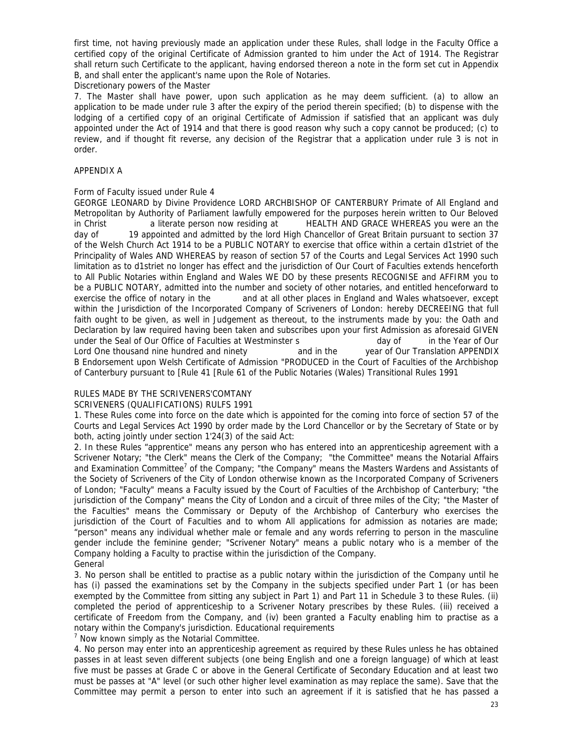first time, not having previously made an application under these Rules, shall lodge in the Faculty Office a certified copy of the original Certificate of Admission granted to him under the Act of 1914. The Registrar shall return such Certificate to the applicant, having endorsed thereon a note in the form set cut in Appendix B, and shall enter the applicant's name upon the Role of Notaries.

Discretionary powers of the Master

7. The Master shall have power, upon such application as he may deem sufficient. (a) to allow an application to be made under rule 3 after the expiry of the period therein specified; (b) to dispense with the lodging of a certified copy of an original Certificate of Admission if satisfied that an applicant was duly appointed under the Act of 1914 and that there is good reason why such a copy cannot be produced; (c) to review, and if thought fit reverse, any decision of the Registrar that a application under rule 3 is not in order.

## APPENDIX A

Form of Faculty issued under Rule 4

GEORGE LEONARD by Divine Providence LORD ARCHBISHOP OF CANTERBURY Primate of All England and Metropolitan by Authority of Parliament lawfully empowered for the purposes herein written to Our Beloved in Christ a literate person now residing at HEALTH AND GRACE WHEREAS you were an the day of 19 appointed and admitted by the lord High Chancellor of Great Britain pursuant to section 37 of the Welsh Church Act 1914 to be a PUBLIC NOTARY to exercise that office within a certain d1striet of the Principality of Wales AND WHEREAS by reason of section 57 of the Courts and Legal Services Act 1990 such limitation as to d1striet no longer has effect and the jurisdiction of Our Court of Faculties extends henceforth to All Public Notaries within England and Wales WE DO by these presents RECOGNISE and AFFIRM you to be a PUBLIC NOTARY, admitted into the number and society of other notaries, and entitled henceforward to exercise the office of notary in the and at all other places in England and Wales whatsoever, except within the Jurisdiction of the Incorporated Company of Scriveners of London: hereby DECREEING that full faith ought to be given, as well in Judgement as thereout, to the instruments made by you: the Oath and Declaration by law required having been taken and subscribes upon your first Admission as aforesaid GIVEN under the Seal of Our Office of Faculties at Westminster s day of in the Year of Our Lord One thousand nine hundred and ninety and in the year of Our Translation APPENDIX B Endorsement upon Welsh Certificate of Admission "PRODUCED in the Court of Faculties of the Archbishop of Canterbury pursuant to [Rule 41 [Rule 61 of the Public Notaries (Wales) Transitional Rules 1991

## RULES MADE BY THE SCRIVENERS'COMTANY

### SCRIVENERS (QUALIFICATIONS) RULFS 1991

1. These Rules come into force on the date which is appointed for the coming into force of section 57 of the Courts and Legal Services Act 1990 by order made by the Lord Chancellor or by the Secretary of State or by both, acting jointly under section 1'24(3) of the said Act:

2. In these Rules "apprentice" means any person who has entered into an apprenticeship agreement with a Scrivener Notary; "the Clerk" means the Clerk of the Company; "the Committee" means the Notarial Affairs and Examination Committee[7] of the Company; "the Company" means the Masters Wardens and Assistants of the Society of Scriveners of the City of London otherwise known as the Incorporated Company of Scriveners of London; "Faculty" means a Faculty issued by the Court of Faculties of the Archbishop of Canterbury; "the jurisdiction of the Company" means the City of London and a circuit of three miles of the City; "the Master of the Faculties" means the Commissary or Deputy of the Archbishop of Canterbury who exercises the jurisdiction of the Court of Faculties and to whom All applications for admission as notaries are made; "person" means any individual whether male or female and any words referring to person in the masculine gender include the feminine gender; "Scrivener Notary" means a public notary who is a member of the Company holding a Faculty to practise within the jurisdiction of the Company.

General

3. No person shall be entitled to practise as a public notary within the jurisdiction of the Company until he has (i) passed the examinations set by the Company in the subjects specified under Part 1 (or has been exempted by the Committee from sitting any subject in Part 1) and Part 11 in Schedule 3 to these Rules. (ii) completed the period of apprenticeship to a Scrivener Notary prescribes by these Rules. (iii) received a certificate of Freedom from the Company, and (iv) been granted a Faculty enabling him to practise as a notary within the Company's jurisdiction. Educational requirements

[7] Now known simply as the Notarial Committee.

4. No person may enter into an apprenticeship agreement as required by these Rules unless he has obtained passes in at least seven different subjects (one being English and one a foreign language) of which at least five must be passes at Grade C or above in the General Certificate of Secondary Education and at least two must be passes at "A" level (or such other higher level examination as may replace the same). Save that the Committee may permit a person to enter into such an agreement if it is satisfied that he has passed a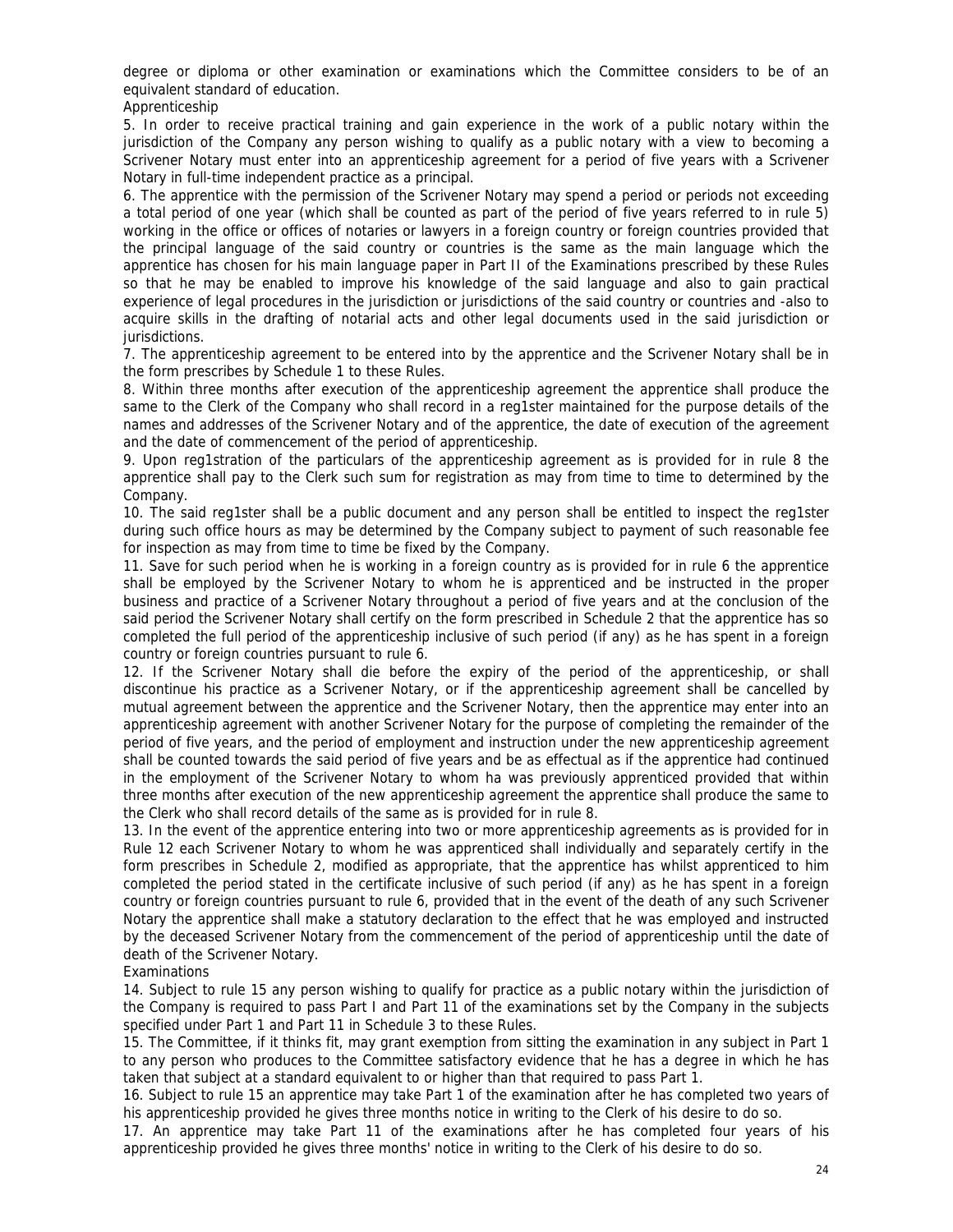degree or diploma or other examination or examinations which the Committee considers to be of an equivalent standard of education.

Apprenticeship

5. In order to receive practical training and gain experience in the work of a public notary within the jurisdiction of the Company any person wishing to qualify as a public notary with a view to becoming a Scrivener Notary must enter into an apprenticeship agreement for a period of five years with a Scrivener Notary in full-time independent practice as a principal.

6. The apprentice with the permission of the Scrivener Notary may spend a period or periods not exceeding a total period of one year (which shall be counted as part of the period of five years referred to in rule 5) working in the office or offices of notaries or lawyers in a foreign country or foreign countries provided that the principal language of the said country or countries is the same as the main language which the apprentice has chosen for his main language paper in Part II of the Examinations prescribed by these Rules so that he may be enabled to improve his knowledge of the said language and also to gain practical experience of legal procedures in the jurisdiction or jurisdictions of the said country or countries and -also to acquire skills in the drafting of notarial acts and other legal documents used in the said jurisdiction or jurisdictions.

7. The apprenticeship agreement to be entered into by the apprentice and the Scrivener Notary shall be in the form prescribes by Schedule 1 to these Rules.

8. Within three months after execution of the apprenticeship agreement the apprentice shall produce the same to the Clerk of the Company who shall record in a reg1ster maintained for the purpose details of the names and addresses of the Scrivener Notary and of the apprentice, the date of execution of the agreement and the date of commencement of the period of apprenticeship.

9. Upon reg1stration of the particulars of the apprenticeship agreement as is provided for in rule 8 the apprentice shall pay to the Clerk such sum for registration as may from time to time to determined by the Company.

10. The said reg1ster shall be a public document and any person shall be entitled to inspect the reg1ster during such office hours as may be determined by the Company subject to payment of such reasonable fee for inspection as may from time to time be fixed by the Company.

11. Save for such period when he is working in a foreign country as is provided for in rule 6 the apprentice shall be employed by the Scrivener Notary to whom he is apprenticed and be instructed in the proper business and practice of a Scrivener Notary throughout a period of five years and at the conclusion of the said period the Scrivener Notary shall certify on the form prescribed in Schedule 2 that the apprentice has so completed the full period of the apprenticeship inclusive of such period (if any) as he has spent in a foreign country or foreign countries pursuant to rule 6.

12. If the Scrivener Notary shall die before the expiry of the period of the apprenticeship, or shall discontinue his practice as a Scrivener Notary, or if the apprenticeship agreement shall be cancelled by mutual agreement between the apprentice and the Scrivener Notary, then the apprentice may enter into an apprenticeship agreement with another Scrivener Notary for the purpose of completing the remainder of the period of five years, and the period of employment and instruction under the new apprenticeship agreement shall be counted towards the said period of five years and be as effectual as if the apprentice had continued in the employment of the Scrivener Notary to whom ha was previously apprenticed provided that within three months after execution of the new apprenticeship agreement the apprentice shall produce the same to the Clerk who shall record details of the same as is provided for in rule 8.

13. In the event of the apprentice entering into two or more apprenticeship agreements as is provided for in Rule 12 each Scrivener Notary to whom he was apprenticed shall individually and separately certify in the form prescribes in Schedule 2, modified as appropriate, that the apprentice has whilst apprenticed to him completed the period stated in the certificate inclusive of such period (if any) as he has spent in a foreign country or foreign countries pursuant to rule 6, provided that in the event of the death of any such Scrivener Notary the apprentice shall make a statutory declaration to the effect that he was employed and instructed by the deceased Scrivener Notary from the commencement of the period of apprenticeship until the date of death of the Scrivener Notary.

Examinations

14. Subject to rule 15 any person wishing to qualify for practice as a public notary within the jurisdiction of the Company is required to pass Part I and Part 11 of the examinations set by the Company in the subjects specified under Part 1 and Part 11 in Schedule 3 to these Rules.

15. The Committee, if it thinks fit, may grant exemption from sitting the examination in any subject in Part 1 to any person who produces to the Committee satisfactory evidence that he has a degree in which he has taken that subject at a standard equivalent to or higher than that required to pass Part 1.

16. Subject to rule 15 an apprentice may take Part 1 of the examination after he has completed two years of his apprenticeship provided he gives three months notice in writing to the Clerk of his desire to do so.

17. An apprentice may take Part 11 of the examinations after he has completed four years of his apprenticeship provided he gives three months' notice in writing to the Clerk of his desire to do so.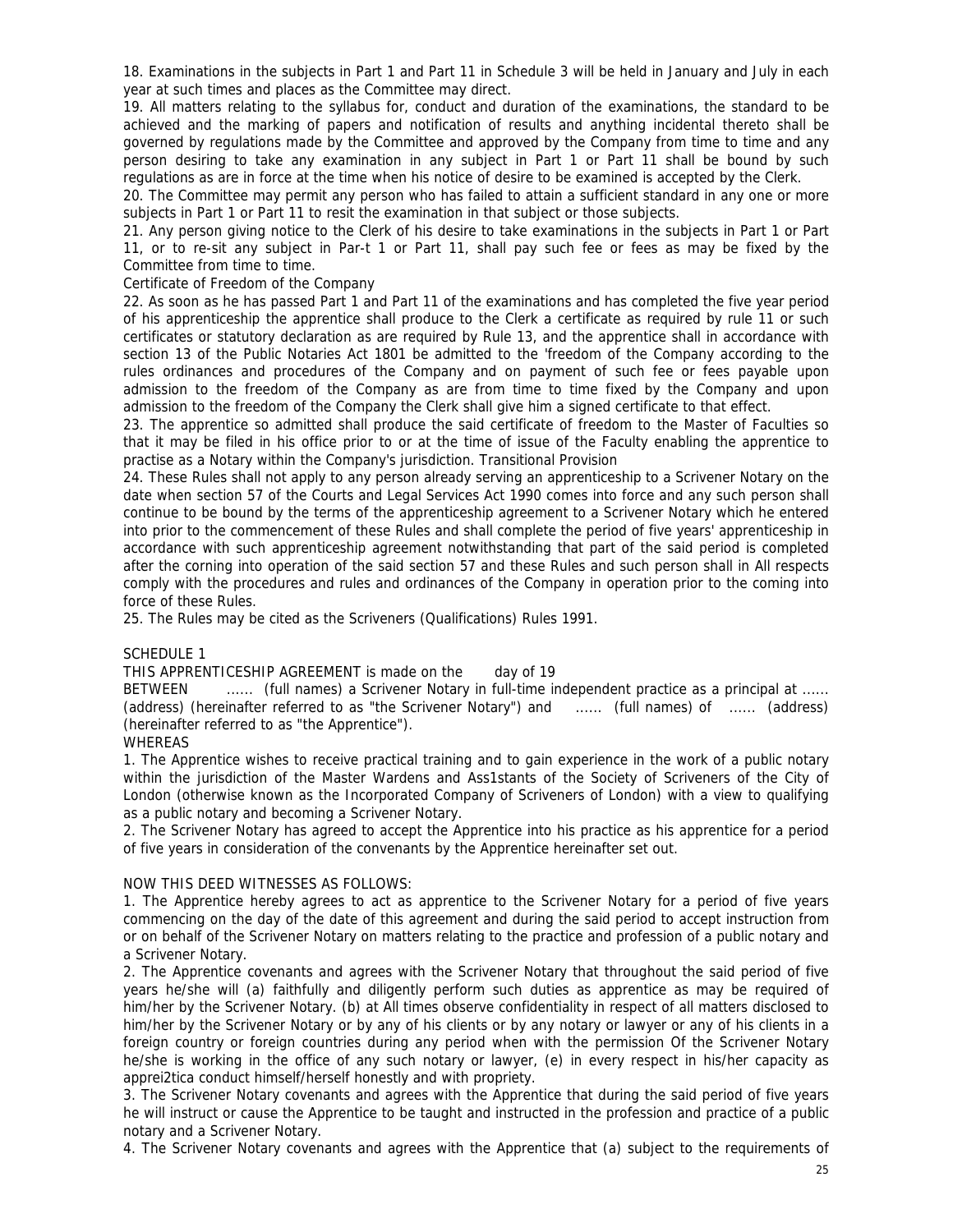18. Examinations in the subjects in Part 1 and Part 11 in Schedule 3 will be held in January and July in each year at such times and places as the Committee may direct.

19. All matters relating to the syllabus for, conduct and duration of the examinations, the standard to be achieved and the marking of papers and notification of results and anything incidental thereto shall be governed by regulations made by the Committee and approved by the Company from time to time and any person desiring to take any examination in any subject in Part 1 or Part 11 shall be bound by such regulations as are in force at the time when his notice of desire to be examined is accepted by the Clerk.

20. The Committee may permit any person who has failed to attain a sufficient standard in any one or more subjects in Part 1 or Part 11 to resit the examination in that subject or those subjects.

21. Any person giving notice to the Clerk of his desire to take examinations in the subjects in Part 1 or Part 11, or to re-sit any subject in Par-t 1 or Part 11, shall pay such fee or fees as may be fixed by the Committee from time to time.

Certificate of Freedom of the Company

22. As soon as he has passed Part 1 and Part 11 of the examinations and has completed the five year period of his apprenticeship the apprentice shall produce to the Clerk a certificate as required by rule 11 or such certificates or statutory declaration as are required by Rule 13, and the apprentice shall in accordance with section 13 of the Public Notaries Act 1801 be admitted to the 'freedom of the Company according to the rules ordinances and procedures of the Company and on payment of such fee or fees payable upon admission to the freedom of the Company as are from time to time fixed by the Company and upon admission to the freedom of the Company the Clerk shall give him a signed certificate to that effect.

23. The apprentice so admitted shall produce the said certificate of freedom to the Master of Faculties so that it may be filed in his office prior to or at the time of issue of the Faculty enabling the apprentice to practise as a Notary within the Company's jurisdiction. Transitional Provision

24. These Rules shall not apply to any person already serving an apprenticeship to a Scrivener Notary on the date when section 57 of the Courts and Legal Services Act 1990 comes into force and any such person shall continue to be bound by the terms of the apprenticeship agreement to a Scrivener Notary which he entered into prior to the commencement of these Rules and shall complete the period of five years' apprenticeship in accordance with such apprenticeship agreement notwithstanding that part of the said period is completed after the corning into operation of the said section 57 and these Rules and such person shall in All respects comply with the procedures and rules and ordinances of the Company in operation prior to the coming into force of these Rules.

25. The Rules may be cited as the Scriveners (Qualifications) Rules 1991.

SCHEDULE 1

THIS APPRENTICESHIP AGREEMENT is made on the day of 19

BETWEEN ...... (full names) a Scrivener Notary in full-time independent practice as a principal at ...... (address) (hereinafter referred to as "the Scrivener Notary") and ...... (full names) of ...... (address) (hereinafter referred to as "the Apprentice").

WHEREAS

1. The Apprentice wishes to receive practical training and to gain experience in the work of a public notary within the jurisdiction of the Master Wardens and Ass1stants of the Society of Scriveners of the City of London (otherwise known as the Incorporated Company of Scriveners of London) with a view to qualifying as a public notary and becoming a Scrivener Notary.

2. The Scrivener Notary has agreed to accept the Apprentice into his practice as his apprentice for a period of five years in consideration of the convenants by the Apprentice hereinafter set out.

NOW THIS DEED WITNESSES AS FOLLOWS:

1. The Apprentice hereby agrees to act as apprentice to the Scrivener Notary for a period of five years commencing on the day of the date of this agreement and during the said period to accept instruction from or on behalf of the Scrivener Notary on matters relating to the practice and profession of a public notary and a Scrivener Notary.

2. The Apprentice covenants and agrees with the Scrivener Notary that throughout the said period of five years he/she will (a) faithfully and diligently perform such duties as apprentice as may be required of him/her by the Scrivener Notary. (b) at All times observe confidentiality in respect of all matters disclosed to him/her by the Scrivener Notary or by any of his clients or by any notary or lawyer or any of his clients in a foreign country or foreign countries during any period when with the permission Of the Scrivener Notary he/she is working in the office of any such notary or lawyer, (e) in every respect in his/her capacity as apprei2tica conduct himself/herself honestly and with propriety.

3. The Scrivener Notary covenants and agrees with the Apprentice that during the said period of five years he will instruct or cause the Apprentice to be taught and instructed in the profession and practice of a public notary and a Scrivener Notary.

4. The Scrivener Notary covenants and agrees with the Apprentice that (a) subject to the requirements of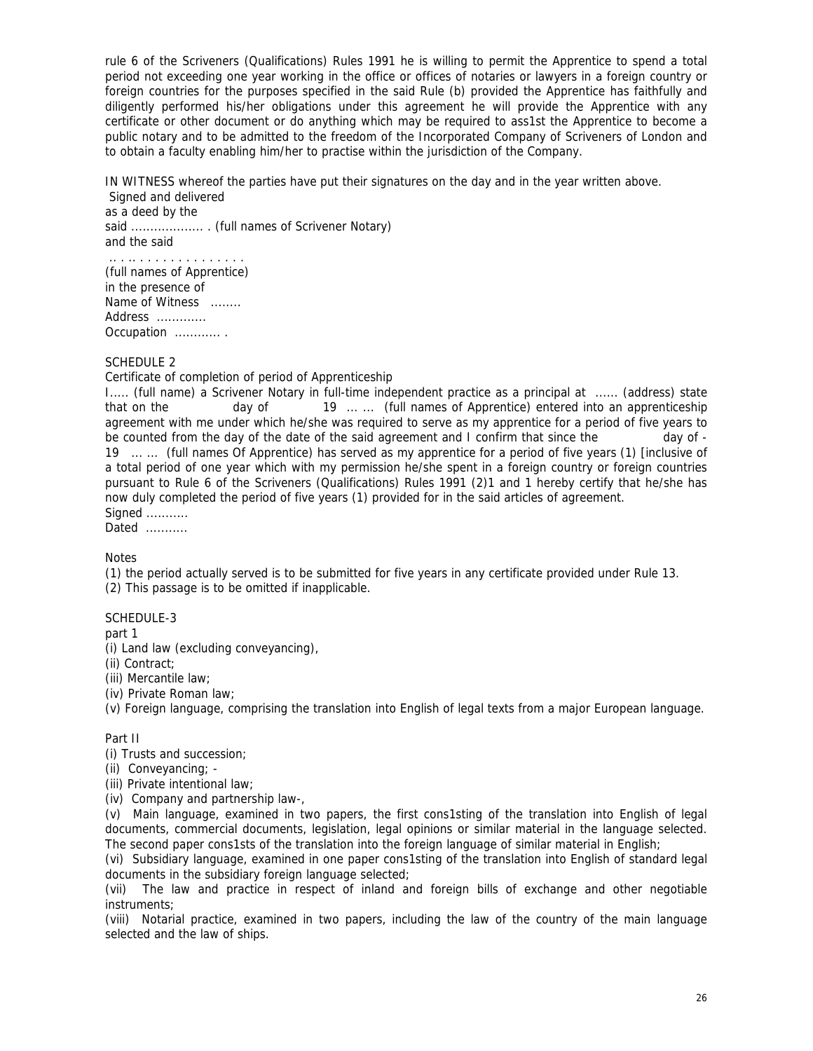rule 6 of the Scriveners (Qualifications) Rules 1991 he is willing to permit the Apprentice to spend a total period not exceeding one year working in the office or offices of notaries or lawyers in a foreign country or foreign countries for the purposes specified in the said Rule (b) provided the Apprentice has faithfully and diligently performed his/her obligations under this agreement he will provide the Apprentice with any certificate or other document or do anything which may be required to ass1st the Apprentice to become a public notary and to be admitted to the freedom of the Incorporated Company of Scriveners of London and to obtain a faculty enabling him/her to practise within the jurisdiction of the Company.

IN WITNESS whereof the parties have put their signatures on the day and in the year written above.
Signed and delivered
as a deed by the
said .................. . (full names of Scrivener Notary)
and the said
.. .. . . . . . . . . . . . . . . .
(full names of Apprentice)
in the presence of
Name of Witness ........
Address .............
Occupation ............ .

SCHEDULE 2

Certificate of completion of period of Apprenticeship

I..... (full name) a Scrivener Notary in full-time independent practice as a principal at ...... (address) state that on the day of 19 ... ... (full names of Apprentice) entered into an apprenticeship agreement with me under which he/she was required to serve as my apprentice for a period of five years to be counted from the day of the date of the said agreement and I confirm that since the day of - 19 ... ... (full names Of Apprentice) has served as my apprentice for a period of five years (1) [inclusive of a total period of one year which with my permission he/she spent in a foreign country or foreign countries pursuant to Rule 6 of the Scriveners (Qualifications) Rules 1991 (2)1 and 1 hereby certify that he/she has now duly completed the period of five years (1) provided for in the said articles of agreement.
Signed ...........
Dated ...........

Notes

(1) the period actually served is to be submitted for five years in any certificate provided under Rule 13.
(2) This passage is to be omitted if inapplicable.

SCHEDULE-3

part 1

(i) Land law (excluding conveyancing),
(ii) Contract;
(iii) Mercantile law;
(iv) Private Roman law;
(v) Foreign language, comprising the translation into English of legal texts from a major European language.

Part II

(i) Trusts and succession;
(ii) Conveyancing; -
(iii) Private intentional law;
(iv) Company and partnership law-,
(v) Main language, examined in two papers, the first cons1sting of the translation into English of legal documents, commercial documents, legislation, legal opinions or similar material in the language selected. The second paper cons1sts of the translation into the foreign language of similar material in English;
(vi) Subsidiary language, examined in one paper cons1sting of the translation into English of standard legal documents in the subsidiary foreign language selected;
(vii) The law and practice in respect of inland and foreign bills of exchange and other negotiable instruments;
(viii) Notarial practice, examined in two papers, including the law of the country of the main language selected and the law of ships.